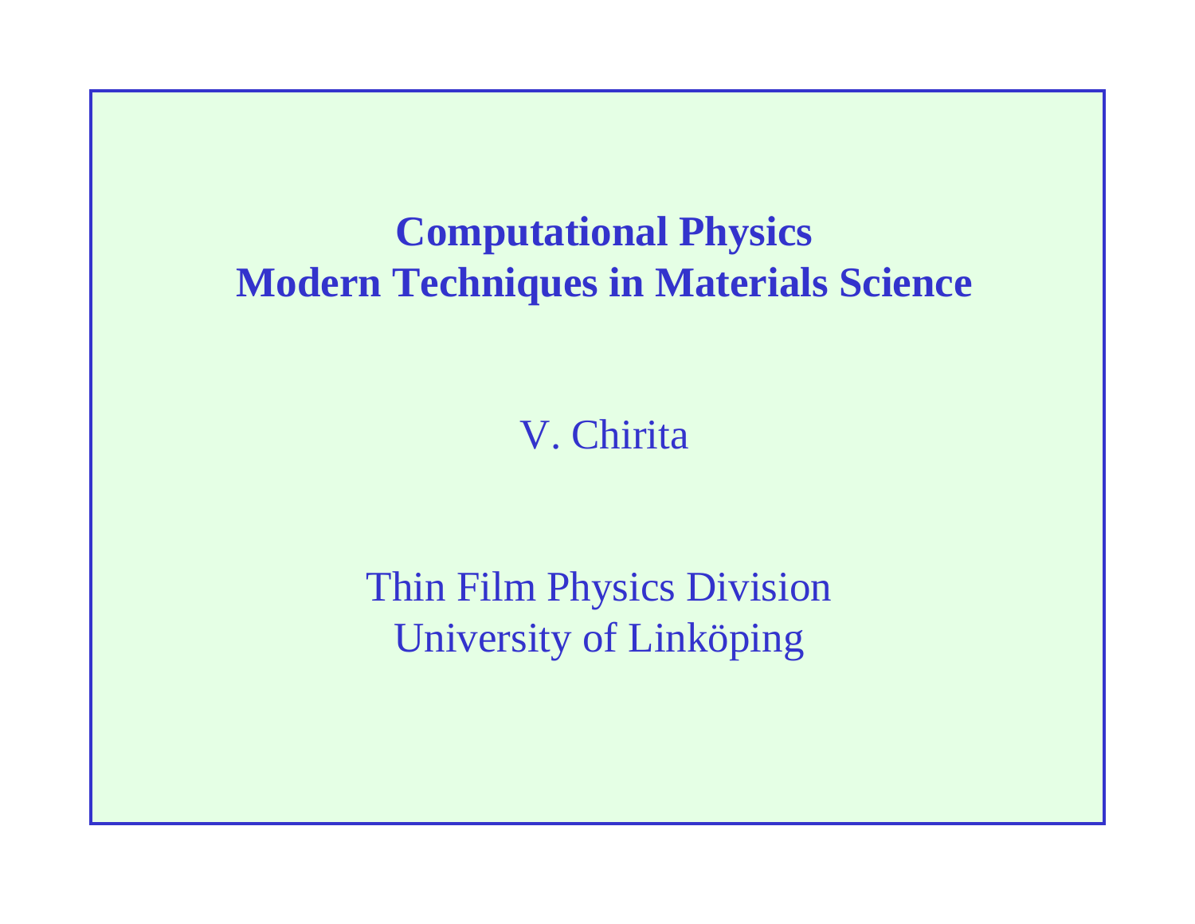# Computational Physics
# Modern Techniques in Materials Science

V. Chirita

Thin Film Physics Division
University of Linköping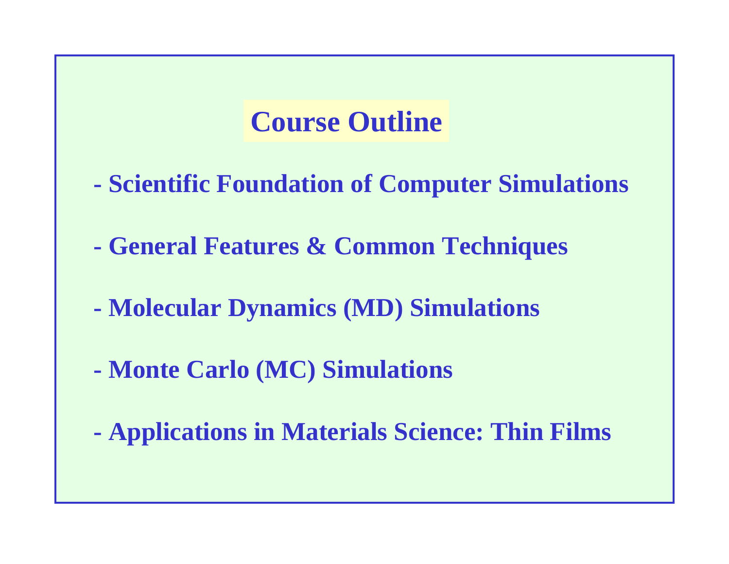# Course Outline

- Scientific Foundation of Computer Simulations
- General Features & Common Techniques
- Molecular Dynamics (MD) Simulations
- Monte Carlo (MC) Simulations
- Applications in Materials Science: Thin Films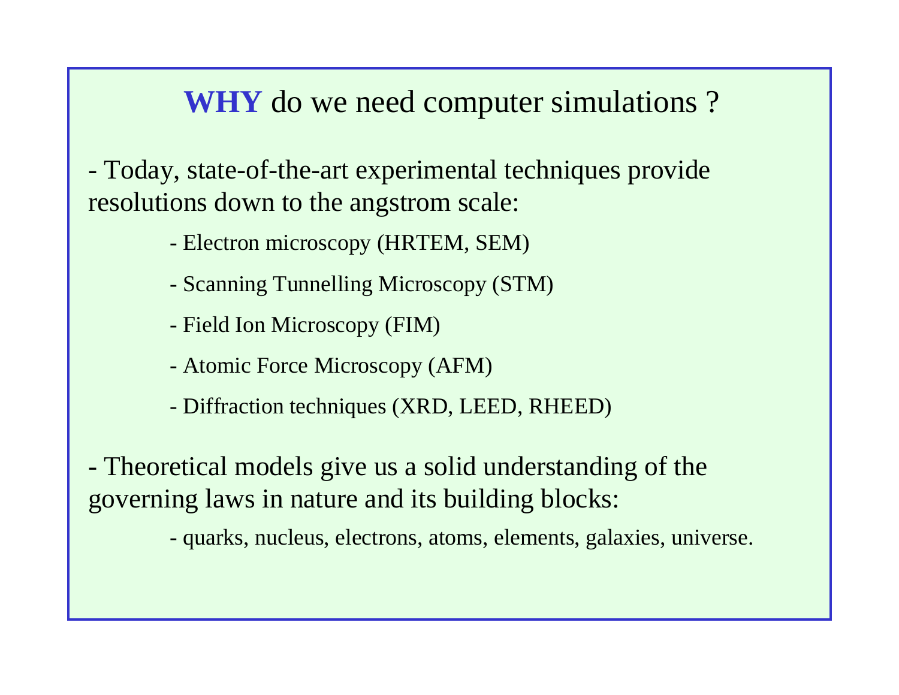## **WHY** do we need computer simulations ?

- Today, state-of-the-art experimental techniques provide resolutions down to the angstrom scale:
  - Electron microscopy (HRTEM, SEM)
  - Scanning Tunnelling Microscopy (STM)
  - Field Ion Microscopy (FIM)
  - Atomic Force Microscopy (AFM)
  - Diffraction techniques (XRD, LEED, RHEED)

- Theoretical models give us a solid understanding of the governing laws in nature and its building blocks:
  - quarks, nucleus, electrons, atoms, elements, galaxies, universe.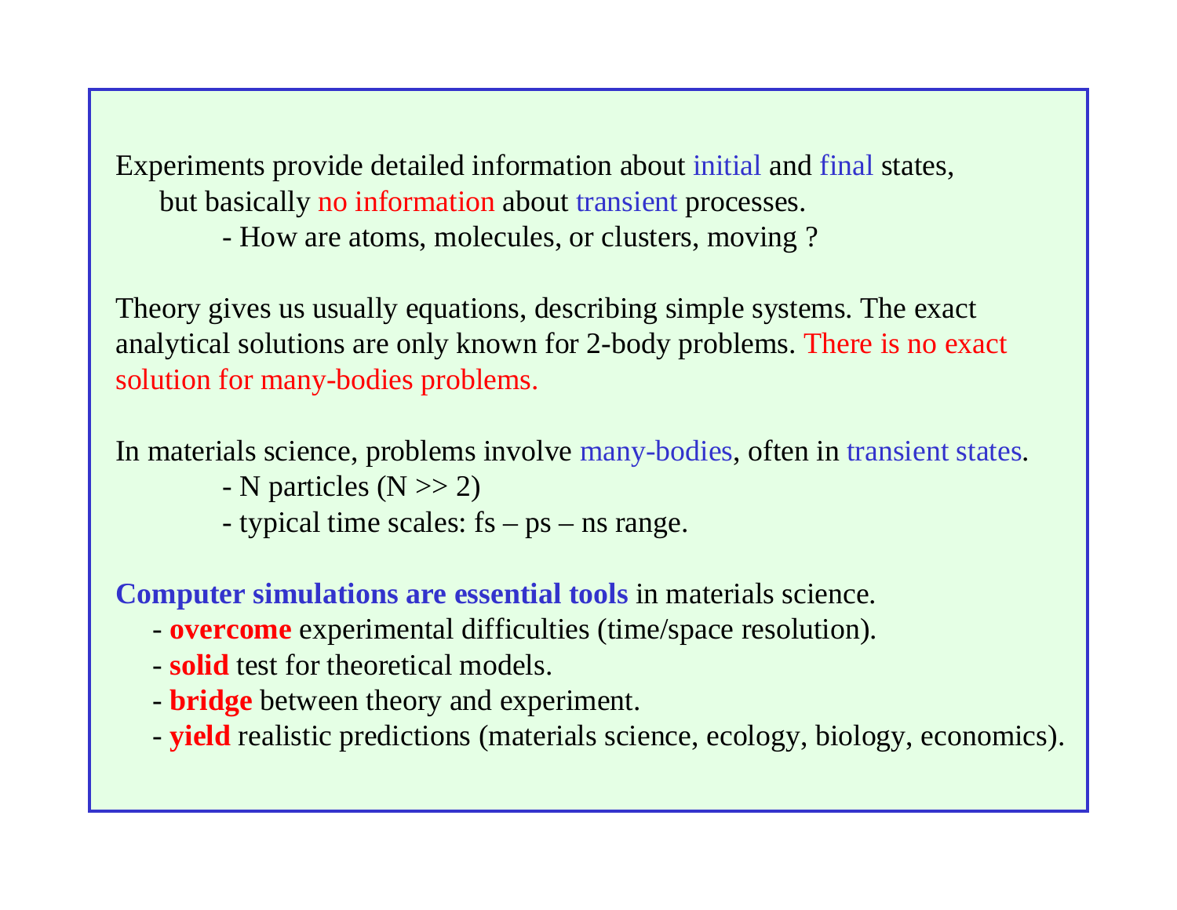Experiments provide detailed information about initial and final states,
but basically no information about transient processes.

- How are atoms, molecules, or clusters, moving ?

Theory gives us usually equations, describing simple systems. The exact analytical solutions are only known for 2-body problems. There is no exact solution for many-bodies problems.

In materials science, problems involve many-bodies, often in transient states.

- N particles (N >> 2)
- typical time scales: fs – ps – ns range.

**Computer simulations are essential tools** in materials science.

- **overcome** experimental difficulties (time/space resolution).
- **solid** test for theoretical models.
- **bridge** between theory and experiment.
- **yield** realistic predictions (materials science, ecology, biology, economics).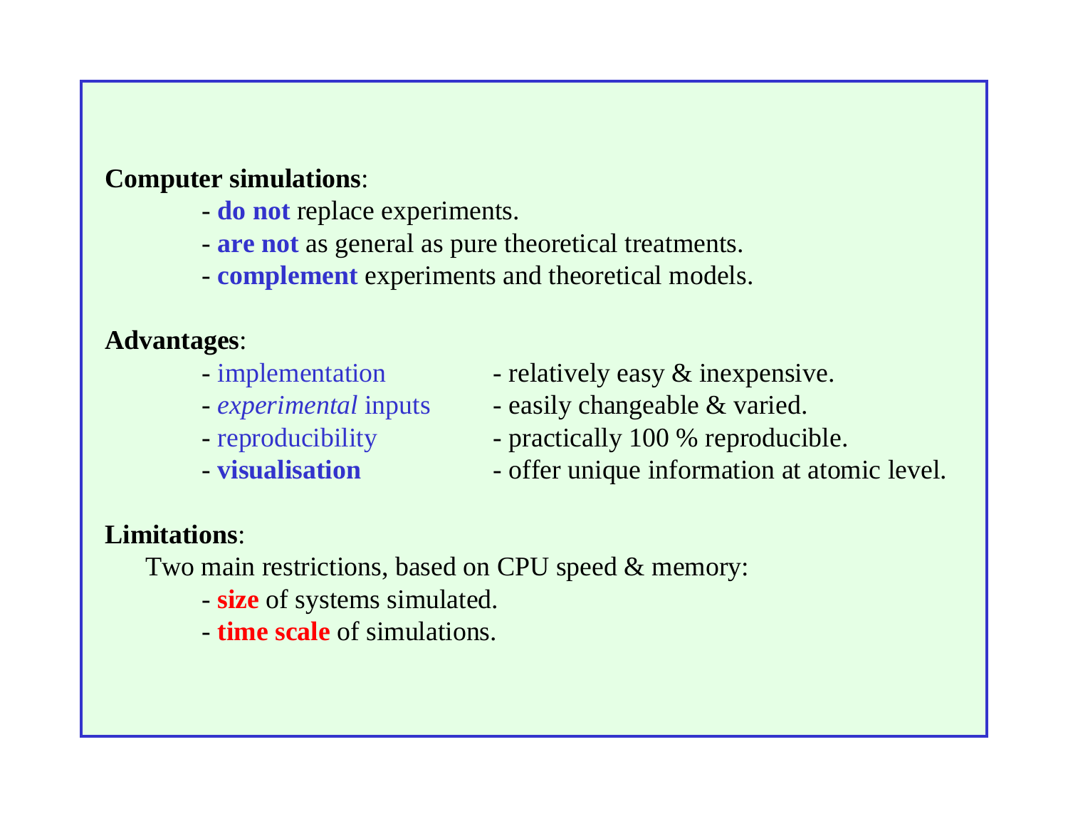**Computer simulations**:

- **do not** replace experiments.
- **are not** as general as pure theoretical treatments.
- **complement** experiments and theoretical models.

**Advantages**:

- implementation - relatively easy & inexpensive.
- *experimental* inputs - easily changeable & varied.
- reproducibility - practically 100 % reproducible.
- **visualisation** - offer unique information at atomic level.

**Limitations**:

Two main restrictions, based on CPU speed & memory:

- **size** of systems simulated.
- **time scale** of simulations.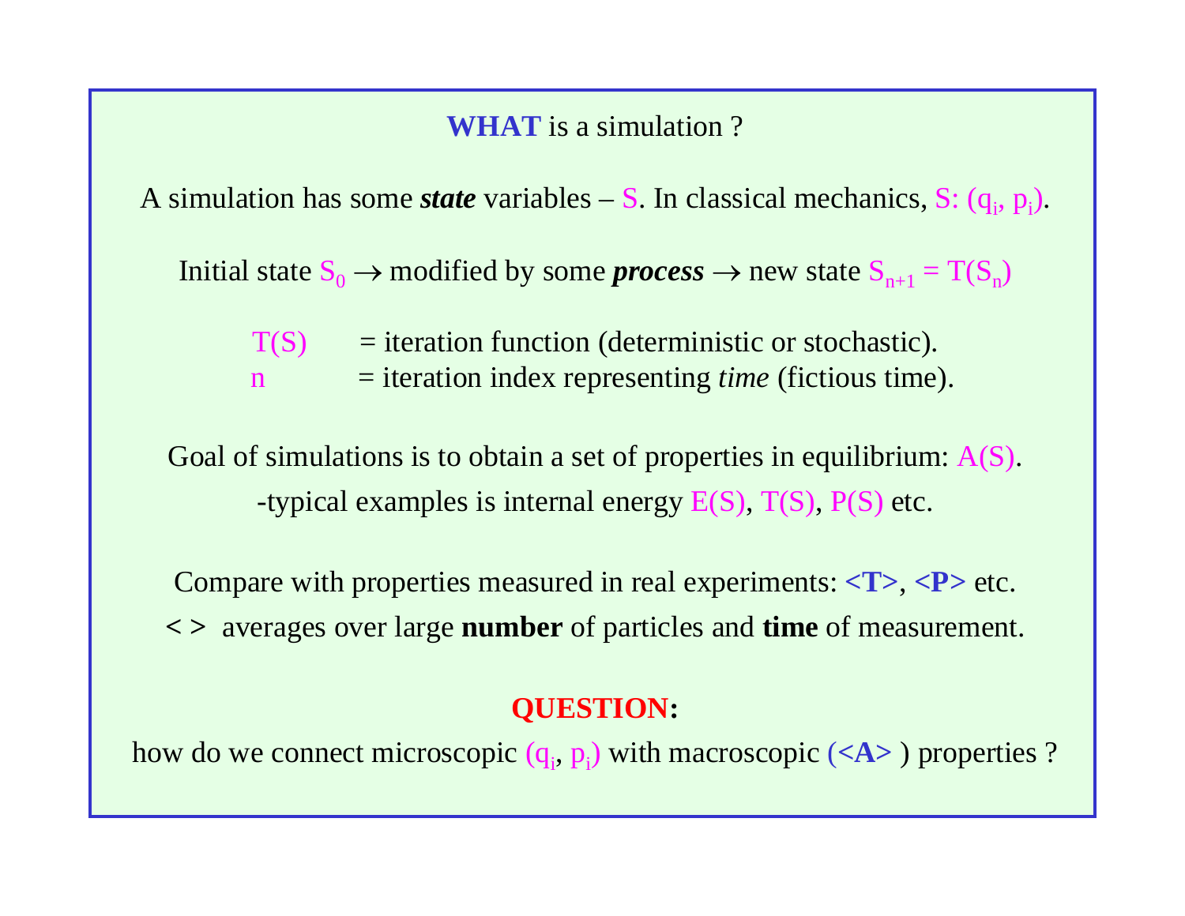## **WHAT** is a simulation ?

A simulation has some ***state*** variables – $S$. In classical mechanics, $S: (q_i, p_i)$.

Initial state $S_0 \rightarrow$ modified by some ***process*** $\rightarrow$ new state $S_{n+1} = T(S_n)$

$T(S)$ = iteration function (deterministic or stochastic).
$n$ = iteration index representing *time* (fictious time).

Goal of simulations is to obtain a set of properties in equilibrium: $A(S)$.
-typical examples is internal energy $E(S)$, $T(S)$, $P(S)$ etc.

Compare with properties measured in real experiments: $\langle T \rangle$, $\langle P \rangle$ etc.
**< >** averages over large **number** of particles and **time** of measurement.

**QUESTION:**
how do we connect microscopic $(q_i, p_i)$ with macroscopic $(\langle A \rangle)$ properties ?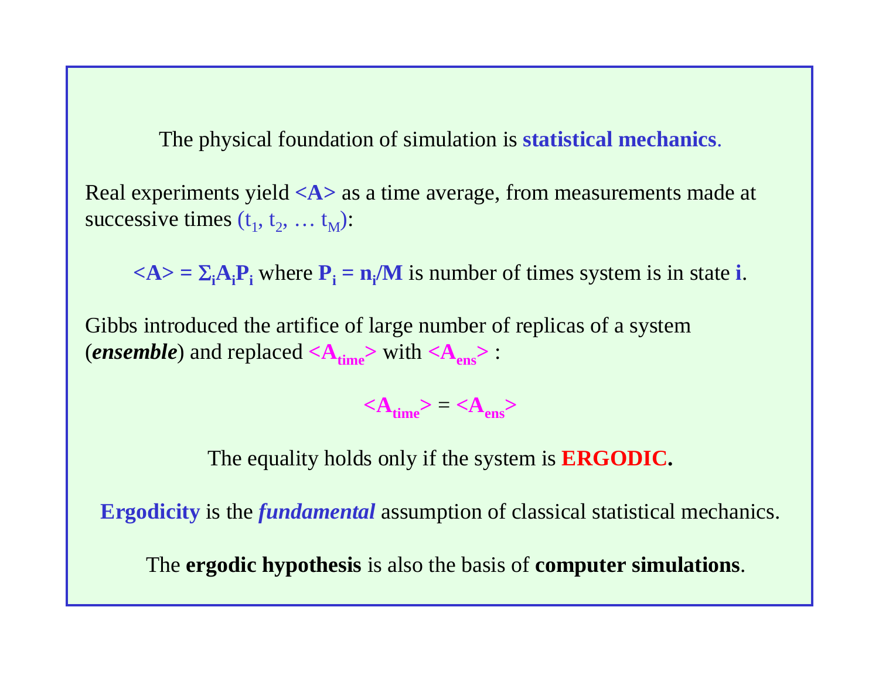The physical foundation of simulation is **statistical mechanics**.

Real experiments yield **<A>** as a time average, from measurements made at successive times ($t_1$, $t_2$, … $t_M$):

$\langle A \rangle = \Sigma_i A_i P_i$ where $P_i = n_i/M$ is number of times system is in state **i**.

Gibbs introduced the artifice of large number of replicas of a system (***ensemble***) and replaced $\langle A_{time} \rangle$ with $\langle A_{ens} \rangle$ :

$$\langle A_{time} \rangle = \langle A_{ens} \rangle$$

The equality holds only if the system is **ERGODIC.**

**Ergodicity** is the ***fundamental*** assumption of classical statistical mechanics.

The **ergodic hypothesis** is also the basis of **computer simulations**.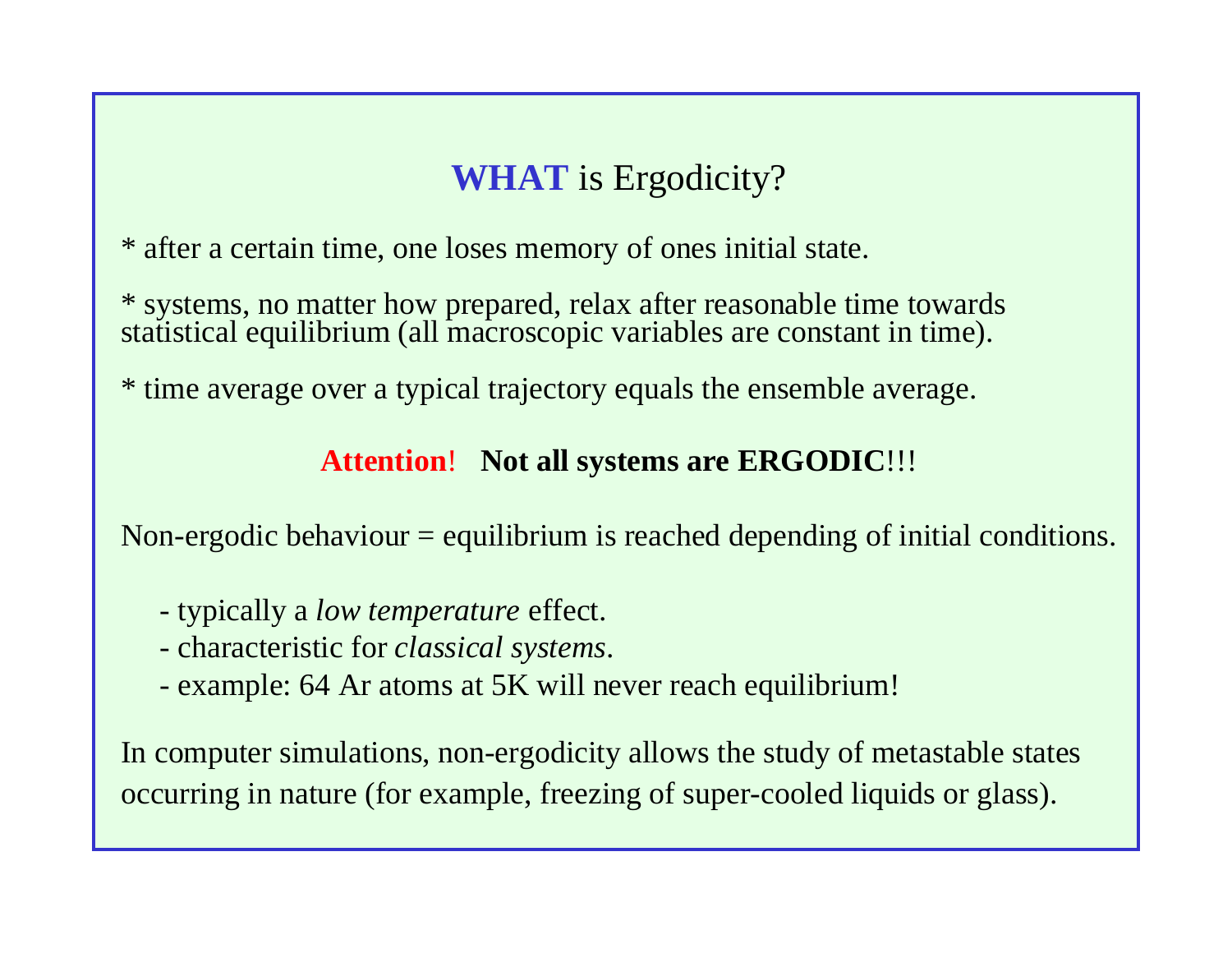## **WHAT** is Ergodicity?

* after a certain time, one loses memory of ones initial state.

* systems, no matter how prepared, relax after reasonable time towards statistical equilibrium (all macroscopic variables are constant in time).

* time average over a typical trajectory equals the ensemble average.

**Attention**! **Not all systems are ERGODIC**!!!

Non-ergodic behaviour = equilibrium is reached depending of initial conditions.

- typically a *low temperature* effect.
- characteristic for *classical systems*.
- example: 64 Ar atoms at 5K will never reach equilibrium!

In computer simulations, non-ergodicity allows the study of metastable states occurring in nature (for example, freezing of super-cooled liquids or glass).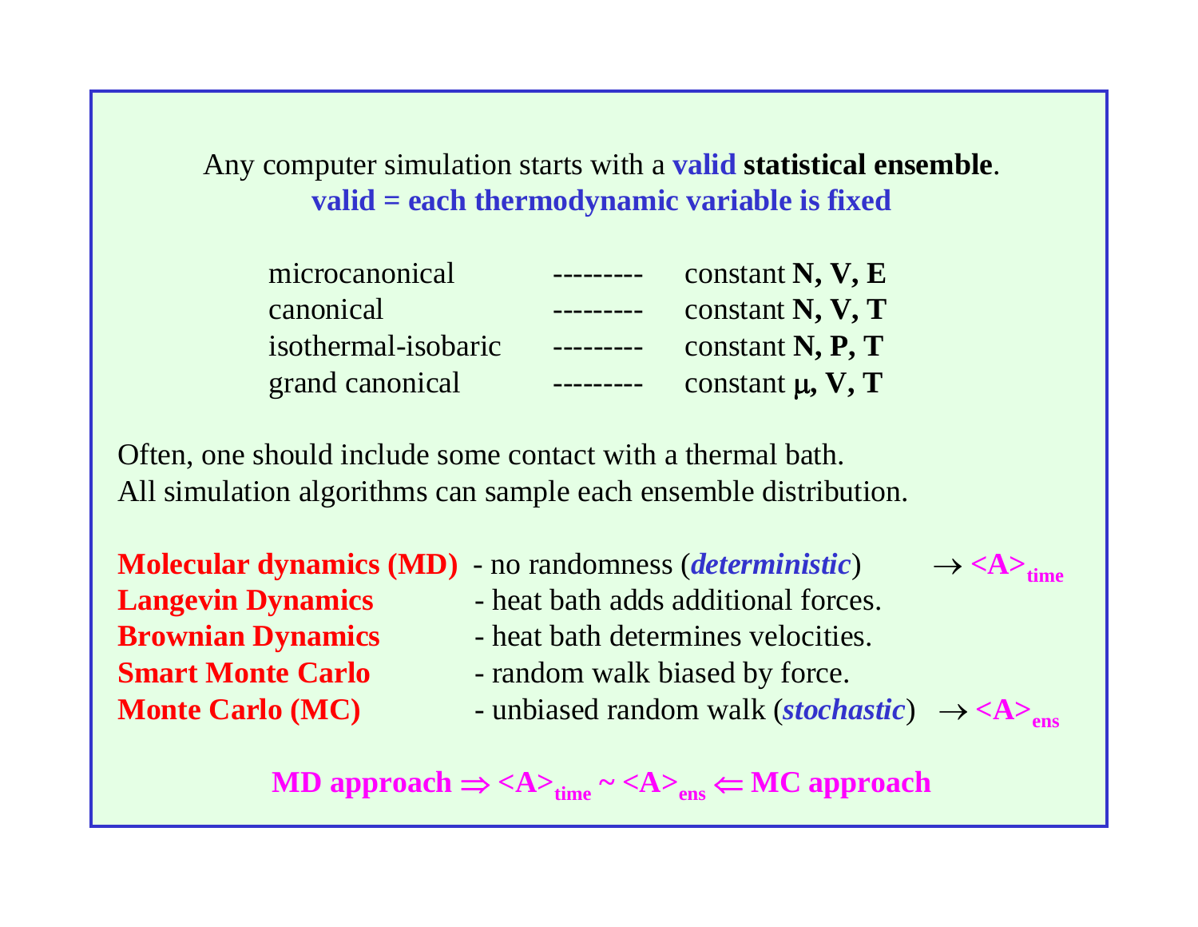Any computer simulation starts with a **valid** **statistical ensemble**.
**valid = each thermodynamic variable is fixed**

| | | |
|---|---|---|
| microcanonical | --------- | constant **N, V, E** |
| canonical | --------- | constant **N, V, T** |
| isothermal-isobaric | --------- | constant **N, P, T** |
| grand canonical | --------- | constant **$\mu$, V, T** |

Often, one should include some contact with a thermal bath.
All simulation algorithms can sample each ensemble distribution.

**Molecular dynamics (MD)** - no randomness (***deterministic***) $\rightarrow$ **$\langle A \rangle_{time}$**
**Langevin Dynamics** - heat bath adds additional forces.
**Brownian Dynamics** - heat bath determines velocities.
**Smart Monte Carlo** - random walk biased by force.
**Monte Carlo (MC)** - unbiased random walk (***stochastic***) $\rightarrow$ **$\langle A \rangle_{ens}$**

**MD approach $\Rightarrow \langle A \rangle_{time} \sim \langle A \rangle_{ens} \Leftarrow$ MC approach**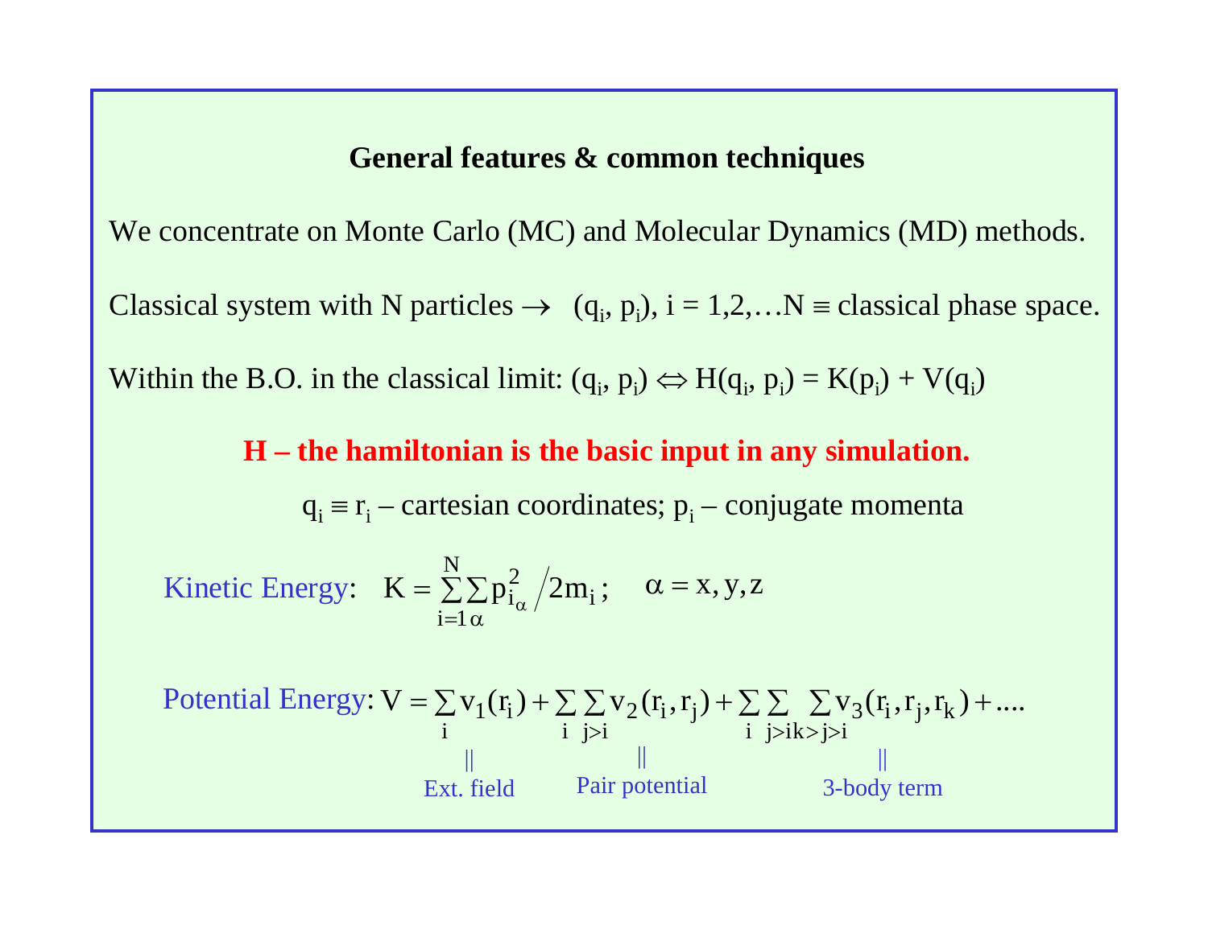## General features & common techniques

We concentrate on Monte Carlo (MC) and Molecular Dynamics (MD) methods.

Classical system with N particles $\rightarrow$ $(q_i, p_i)$, $i = 1,2,\ldots N \equiv$ classical phase space.

Within the B.O. in the classical limit: $(q_i, p_i) \Leftrightarrow H(q_i, p_i) = K(p_i) + V(q_i)$

**H – the hamiltonian is the basic input in any simulation.**

$q_i \equiv r_i$ – cartesian coordinates; $p_i$ – conjugate momenta

Kinetic Energy: $K = \sum_{i=1}^{N} \sum_{\alpha} p_{i_\alpha}^2 / 2m_i ; \quad \alpha = x, y, z$

Potential Energy:

$$V = \underbrace{\sum_i v_1(r_i)}_{\text{Ext. field}} + \underbrace{\sum_i \sum_{j>i} v_2(r_i, r_j)}_{\text{Pair potential}} + \underbrace{\sum_i \sum_{j>i} \sum_{k>j>i} v_3(r_i, r_j, r_k)}_{\text{3-body term}} + \ldots.$$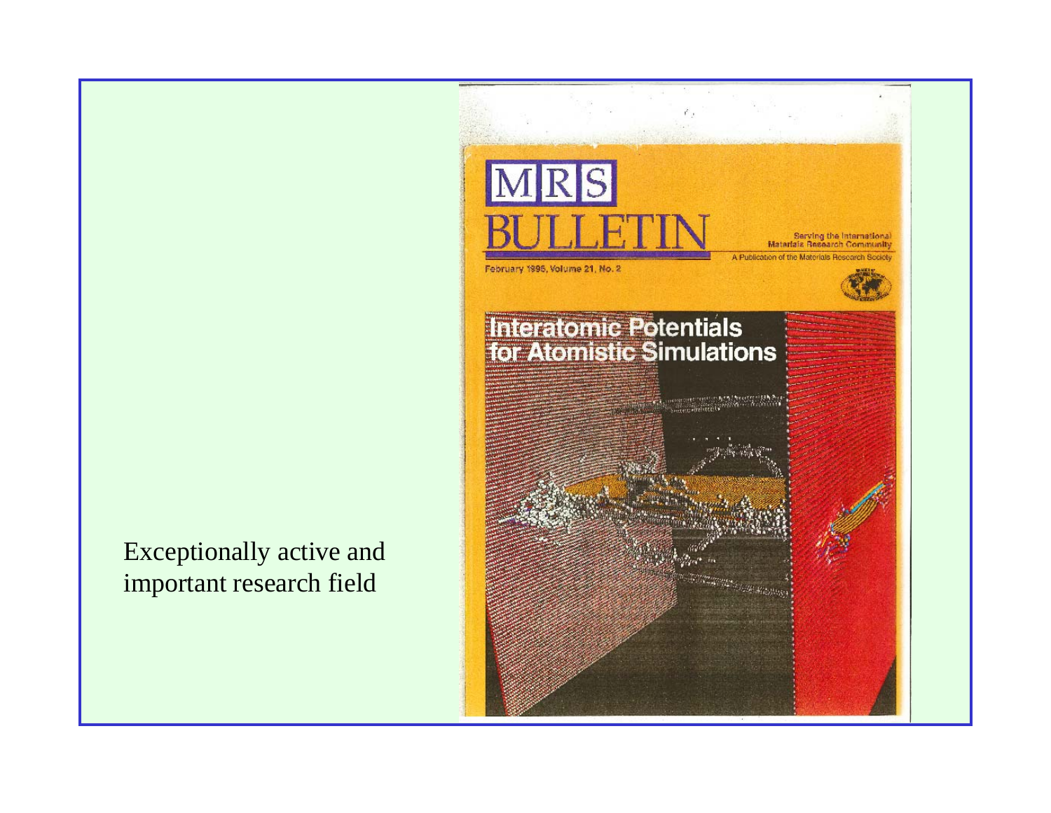Exceptionally active and important research field

MRS BULLETIN

Serving the International Materials Research Community

A Publication of the Materials Research Society

February 1996, Volume 21, No. 2

Interatomic Potentials for Atomistic Simulations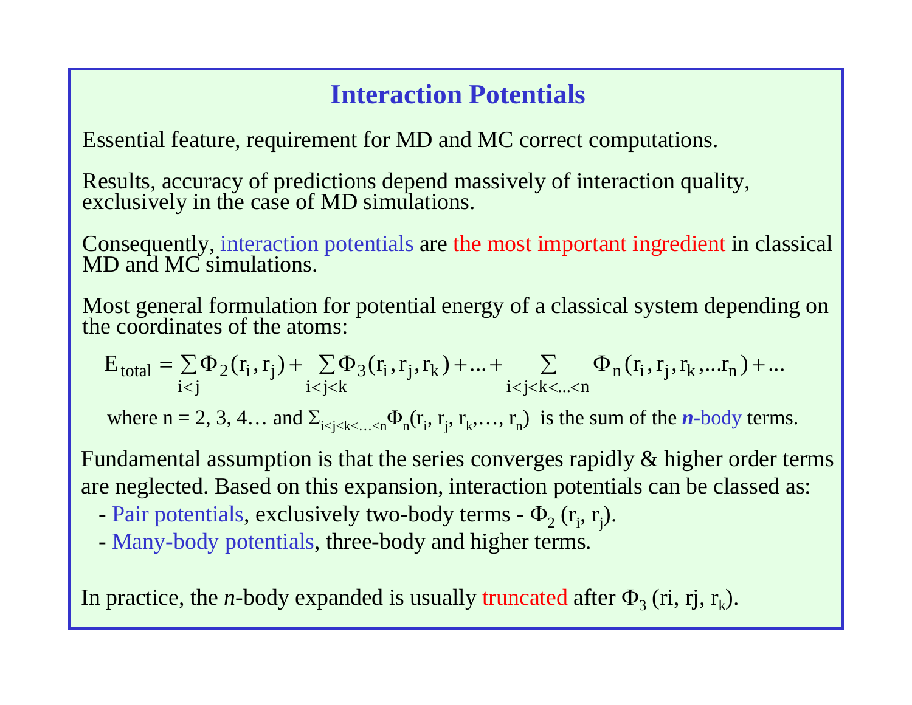# Interaction Potentials

Essential feature, requirement for MD and MC correct computations.

Results, accuracy of predictions depend massively of interaction quality, exclusively in the case of MD simulations.

Consequently, interaction potentials are the most important ingredient in classical MD and MC simulations.

Most general formulation for potential energy of a classical system depending on the coordinates of the atoms:

$$E_{total} = \sum_{i<j} \Phi_2(r_i, r_j) + \sum_{i<j<k} \Phi_3(r_i, r_j, r_k) + ... + \sum_{i<j<k<...<n} \Phi_n(r_i, r_j, r_k, ...r_n) + ...$$

where n = 2, 3, 4… and $\Sigma_{i<j<k<\ldots<n}\Phi_n(r_i, r_j, r_k, \ldots, r_n)$ is the sum of the ***n***-body terms.

Fundamental assumption is that the series converges rapidly & higher order terms are neglected. Based on this expansion, interaction potentials can be classed as:

- Pair potentials, exclusively two-body terms - $\Phi_2 (r_i, r_j)$.
- Many-body potentials, three-body and higher terms.

In practice, the *n*-body expanded is usually truncated after $\Phi_3$ (ri, rj, $r_k$).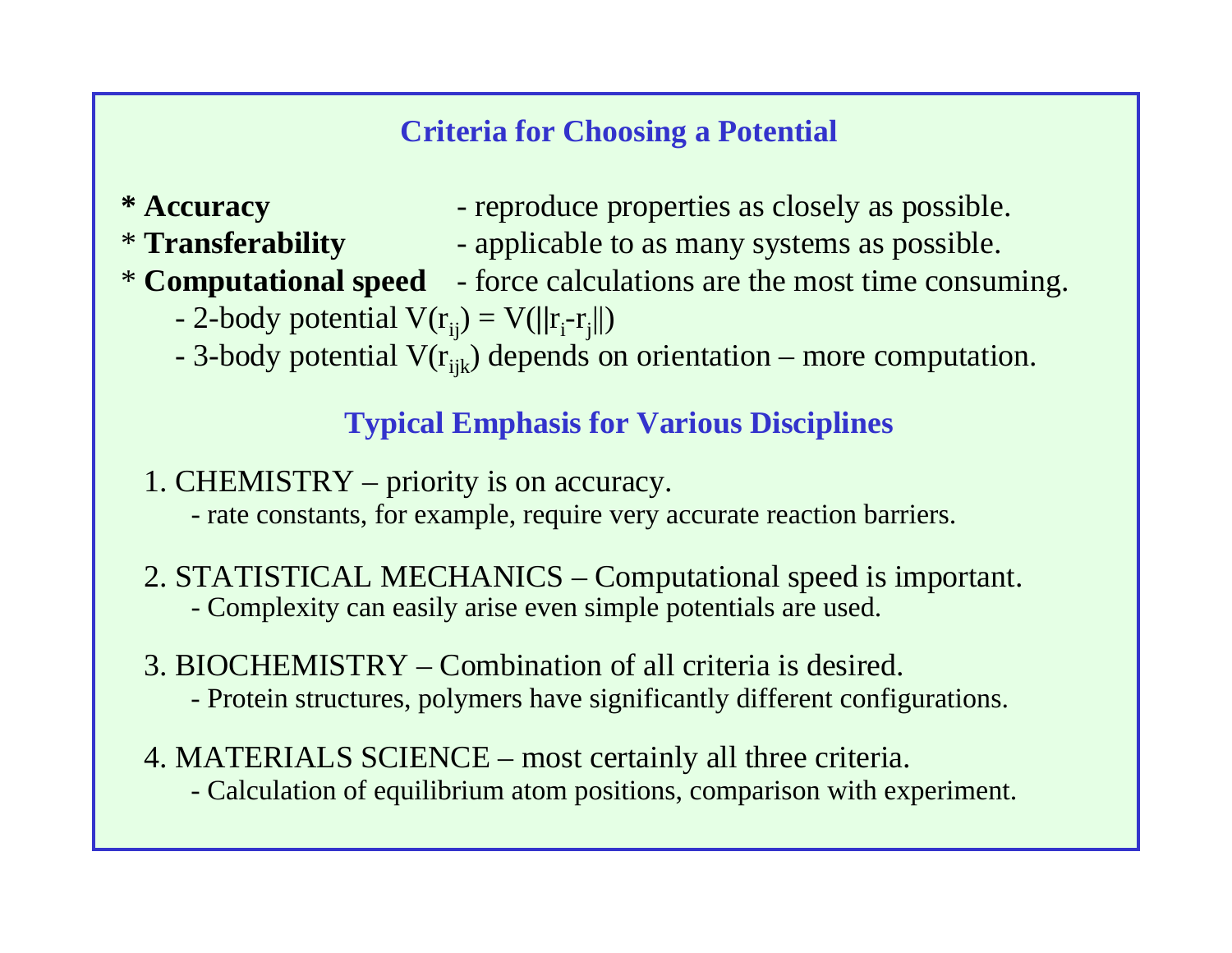## Criteria for Choosing a Potential

- **Accuracy** - reproduce properties as closely as possible.
- **Transferability** - applicable to as many systems as possible.
- **Computational speed** - force calculations are the most time consuming.
  - 2-body potential $V(r_{ij}) = V(||r_i - r_j||)$
  - 3-body potential $V(r_{ijk})$ depends on orientation – more computation.

## Typical Emphasis for Various Disciplines

1. CHEMISTRY – priority is on accuracy.
   - rate constants, for example, require very accurate reaction barriers.

2. STATISTICAL MECHANICS – Computational speed is important.
   - Complexity can easily arise even simple potentials are used.

3. BIOCHEMISTRY – Combination of all criteria is desired.
   - Protein structures, polymers have significantly different configurations.

4. MATERIALS SCIENCE – most certainly all three criteria.
   - Calculation of equilibrium atom positions, comparison with experiment.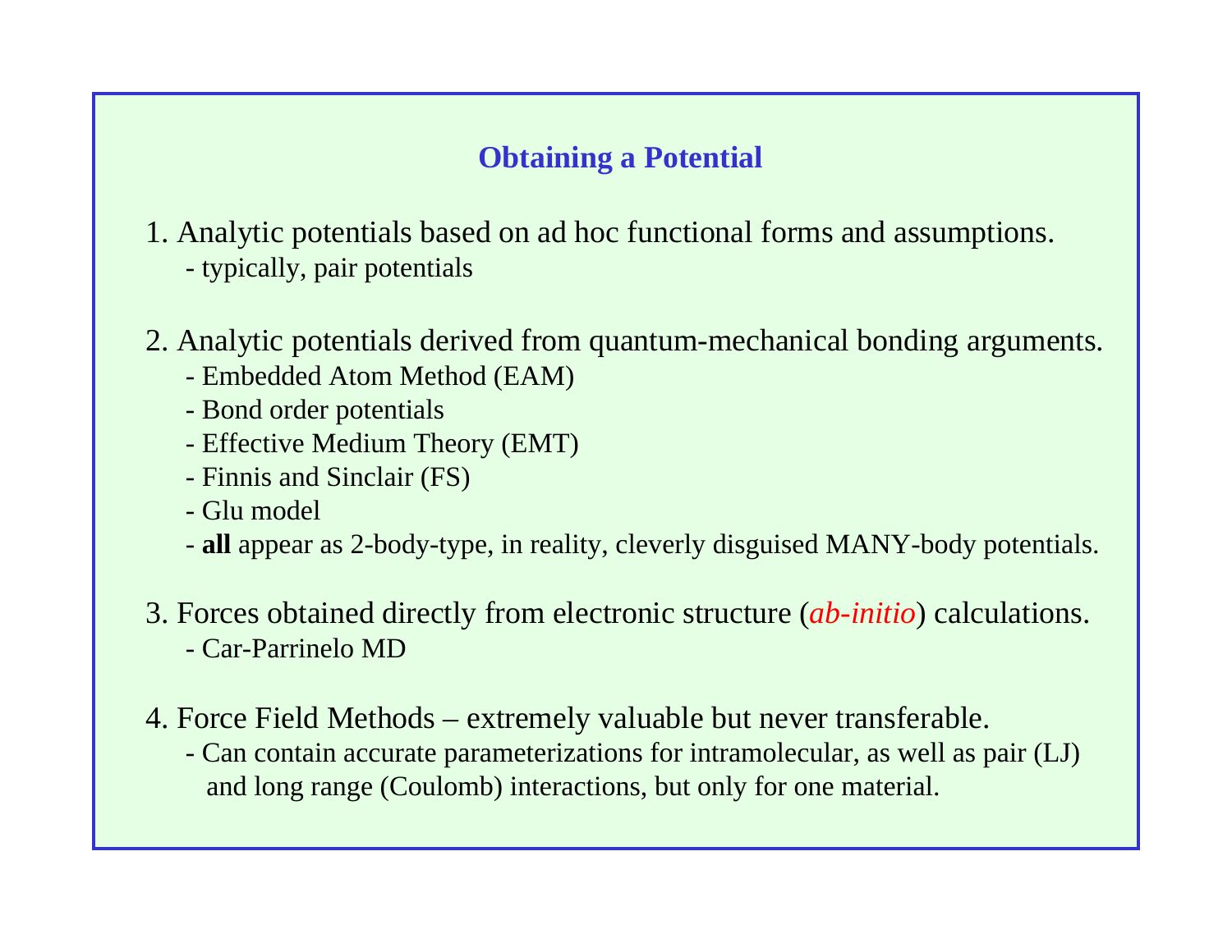## Obtaining a Potential

1. Analytic potentials based on ad hoc functional forms and assumptions.
   - typically, pair potentials

2. Analytic potentials derived from quantum-mechanical bonding arguments.
   - Embedded Atom Method (EAM)
   - Bond order potentials
   - Effective Medium Theory (EMT)
   - Finnis and Sinclair (FS)
   - Glu model
   - **all** appear as 2-body-type, in reality, cleverly disguised MANY-body potentials.

3. Forces obtained directly from electronic structure (*ab-initio*) calculations.
   - Car-Parrinelo MD

4. Force Field Methods – extremely valuable but never transferable.
   - Can contain accurate parameterizations for intramolecular, as well as pair (LJ) and long range (Coulomb) interactions, but only for one material.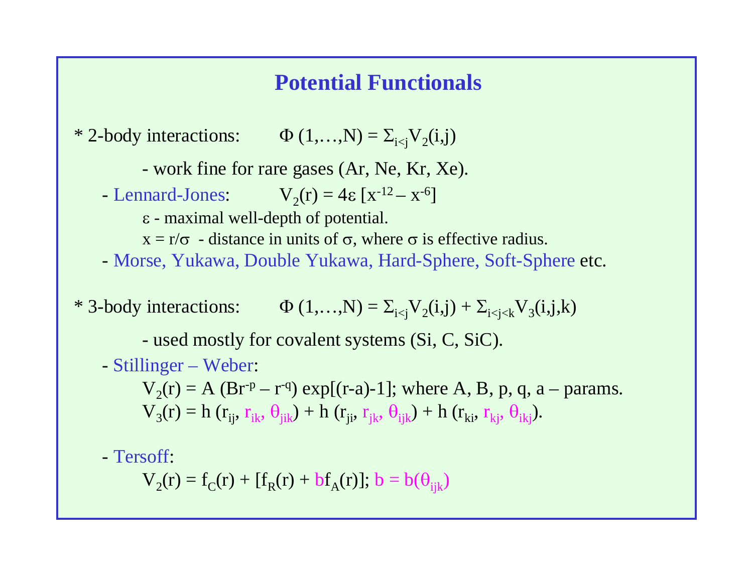# Potential Functionals

* 2-body interactions: $\Phi(1,\ldots,N) = \Sigma_{i<j} V_2(i,j)$

  - work fine for rare gases (Ar, Ne, Kr, Xe).

- Lennard-Jones: $V_2(r) = 4\varepsilon\,[x^{-12} - x^{-6}]$

  $\varepsilon$ - maximal well-depth of potential.

  $x = r/\sigma$ - distance in units of $\sigma$, where $\sigma$ is effective radius.

- Morse, Yukawa, Double Yukawa, Hard-Sphere, Soft-Sphere etc.

* 3-body interactions: $\Phi(1,\ldots,N) = \Sigma_{i<j} V_2(i,j) + \Sigma_{i<j<k} V_3(i,j,k)$

  - used mostly for covalent systems (Si, C, SiC).

- Stillinger – Weber:

  $V_2(r) = A\,(Br^{-p} - r^{-q})\,\exp[(r-a)-1]$; where A, B, p, q, a – params.

  $V_3(r) = h\,(r_{ij}, r_{ik}, \theta_{jik}) + h\,(r_{ji}, r_{jk}, \theta_{ijk}) + h\,(r_{ki}, r_{kj}, \theta_{ikj})$.

- Tersoff:

  $V_2(r) = f_C(r) + [f_R(r) + b f_A(r)]$; $b = b(\theta_{ijk})$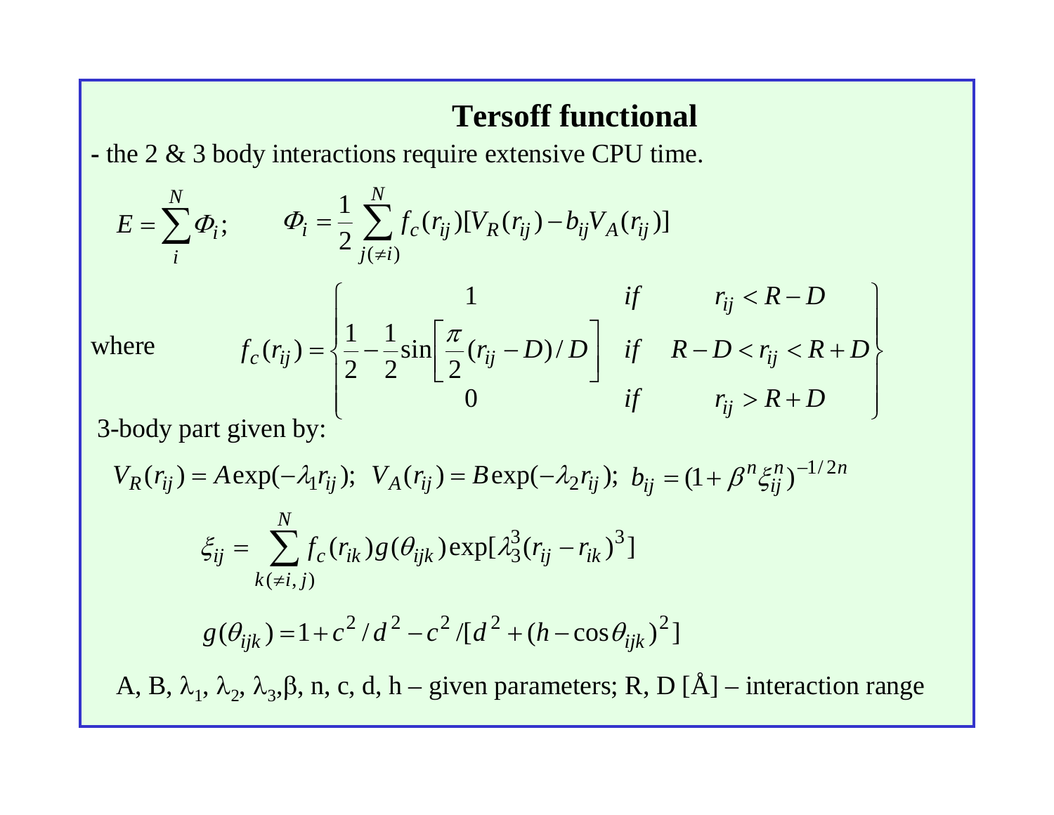## Tersoff functional

- the 2 & 3 body interactions require extensive CPU time.

$$E = \sum_{i}^{N} \Phi_i; \qquad \Phi_i = \frac{1}{2} \sum_{j(\neq i)}^{N} f_c(r_{ij})[V_R(r_{ij}) - b_{ij} V_A(r_{ij})]$$

where

$$f_c(r_{ij}) = \left\{ \begin{array}{ccc} 1 & if & r_{ij} < R - D \\ \frac{1}{2} - \frac{1}{2}\sin\left[\frac{\pi}{2}(r_{ij} - D)/D\right] & if & R - D < r_{ij} < R + D \\ 0 & if & r_{ij} > R + D \end{array} \right\}$$

3-body part given by:

$$V_R(r_{ij}) = A\exp(-\lambda_1 r_{ij}); \;\; V_A(r_{ij}) = B\exp(-\lambda_2 r_{ij}); \;\; b_{ij} = (1 + \beta^n \xi_{ij}^n)^{-1/2n}$$

$$\xi_{ij} = \sum_{k(\neq i,j)}^{N} f_c(r_{ik}) g(\theta_{ijk}) \exp[\lambda_3^3 (r_{ij} - r_{ik})^3]$$

$$g(\theta_{ijk}) = 1 + c^2/d^2 - c^2/[d^2 + (h - \cos\theta_{ijk})^2]$$

A, B, $\lambda_1$, $\lambda_2$, $\lambda_3$, $\beta$, n, c, d, h – given parameters; R, D [Å] – interaction range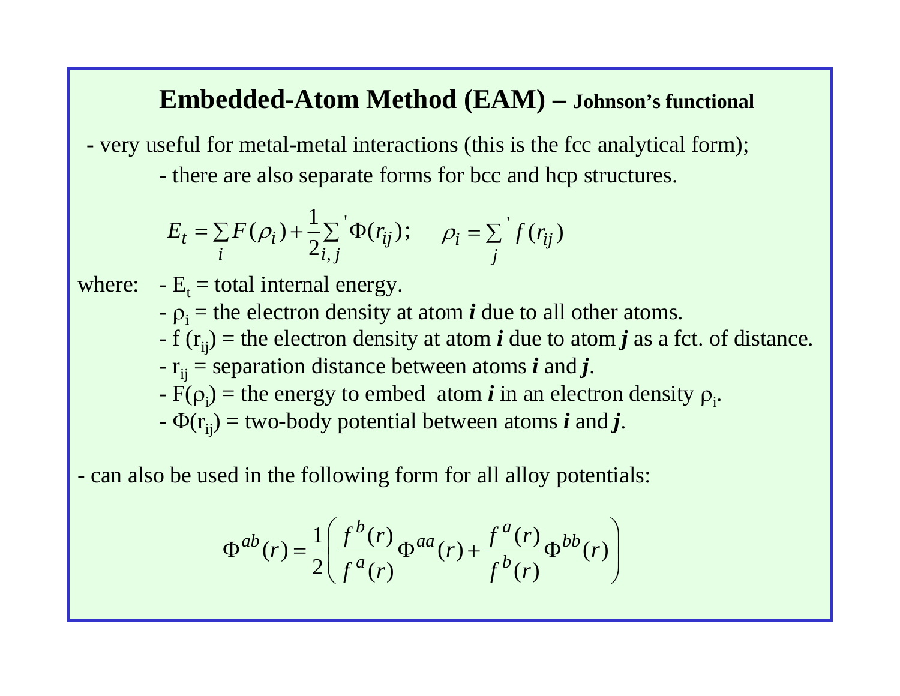# Embedded-Atom Method (EAM) – Johnson's functional

- very useful for metal-metal interactions (this is the fcc analytical form);
  - there are also separate forms for bcc and hcp structures.

$$E_t = \sum_i F(\rho_i) + \frac{1}{2}\sum_{i,j}{}' \Phi(r_{ij}); \qquad \rho_i = \sum_j{}' f(r_{ij})$$

where:
- $E_t$ = total internal energy.
- $\rho_i$ = the electron density at atom ***i*** due to all other atoms.
- $f(r_{ij})$ = the electron density at atom ***i*** due to atom ***j*** as a fct. of distance.
- $r_{ij}$ = separation distance between atoms ***i*** and ***j***.
- $F(\rho_i)$ = the energy to embed atom ***i*** in an electron density $\rho_i$.
- $\Phi(r_{ij})$ = two-body potential between atoms ***i*** and ***j***.

- can also be used in the following form for all alloy potentials:

$$\Phi^{ab}(r) = \frac{1}{2}\left( \frac{f^b(r)}{f^a(r)} \Phi^{aa}(r) + \frac{f^a(r)}{f^b(r)} \Phi^{bb}(r) \right)$$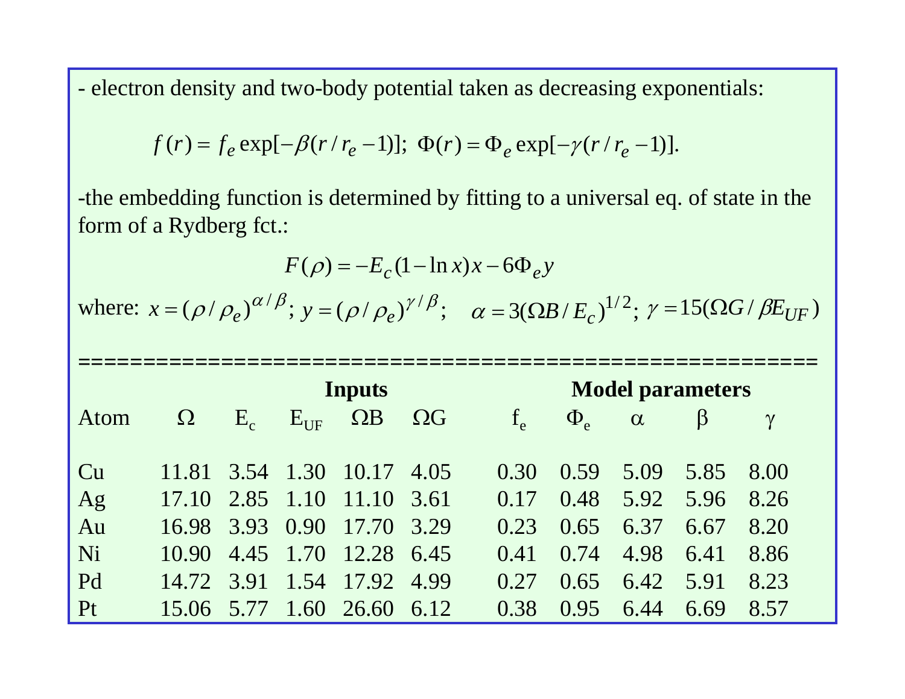- electron density and two-body potential taken as decreasing exponentials:

$$f(r) = f_e \exp[-\beta(r/r_e - 1)];\ \Phi(r) = \Phi_e \exp[-\gamma(r/r_e - 1)].$$

-the embedding function is determined by fitting to a universal eq. of state in the form of a Rydberg fct.:

$$F(\rho) = -E_c(1 - \ln x)x - 6\Phi_e y$$

where: $x = (\rho/\rho_e)^{\alpha/\beta}$; $y = (\rho/\rho_e)^{\gamma/\beta}$; $\alpha = 3(\Omega B/E_c)^{1/2}$; $\gamma = 15(\Omega G/\beta E_{UF})$

============================================================

| | Inputs | | | | | Model parameters | | | | |
|---|---|---|---|---|---|---|---|---|---|---|
| Atom | $\Omega$ | $E_c$ | $E_{UF}$ | $\Omega B$ | $\Omega G$ | $f_e$ | $\Phi_e$ | $\alpha$ | $\beta$ | $\gamma$ |
| Cu | 11.81 | 3.54 | 1.30 | 10.17 | 4.05 | 0.30 | 0.59 | 5.09 | 5.85 | 8.00 |
| Ag | 17.10 | 2.85 | 1.10 | 11.10 | 3.61 | 0.17 | 0.48 | 5.92 | 5.96 | 8.26 |
| Au | 16.98 | 3.93 | 0.90 | 17.70 | 3.29 | 0.23 | 0.65 | 6.37 | 6.67 | 8.20 |
| Ni | 10.90 | 4.45 | 1.70 | 12.28 | 6.45 | 0.41 | 0.74 | 4.98 | 6.41 | 8.86 |
| Pd | 14.72 | 3.91 | 1.54 | 17.92 | 4.99 | 0.27 | 0.65 | 6.42 | 5.91 | 8.23 |
| Pt | 15.06 | 5.77 | 1.60 | 26.60 | 6.12 | 0.38 | 0.95 | 6.44 | 6.69 | 8.57 |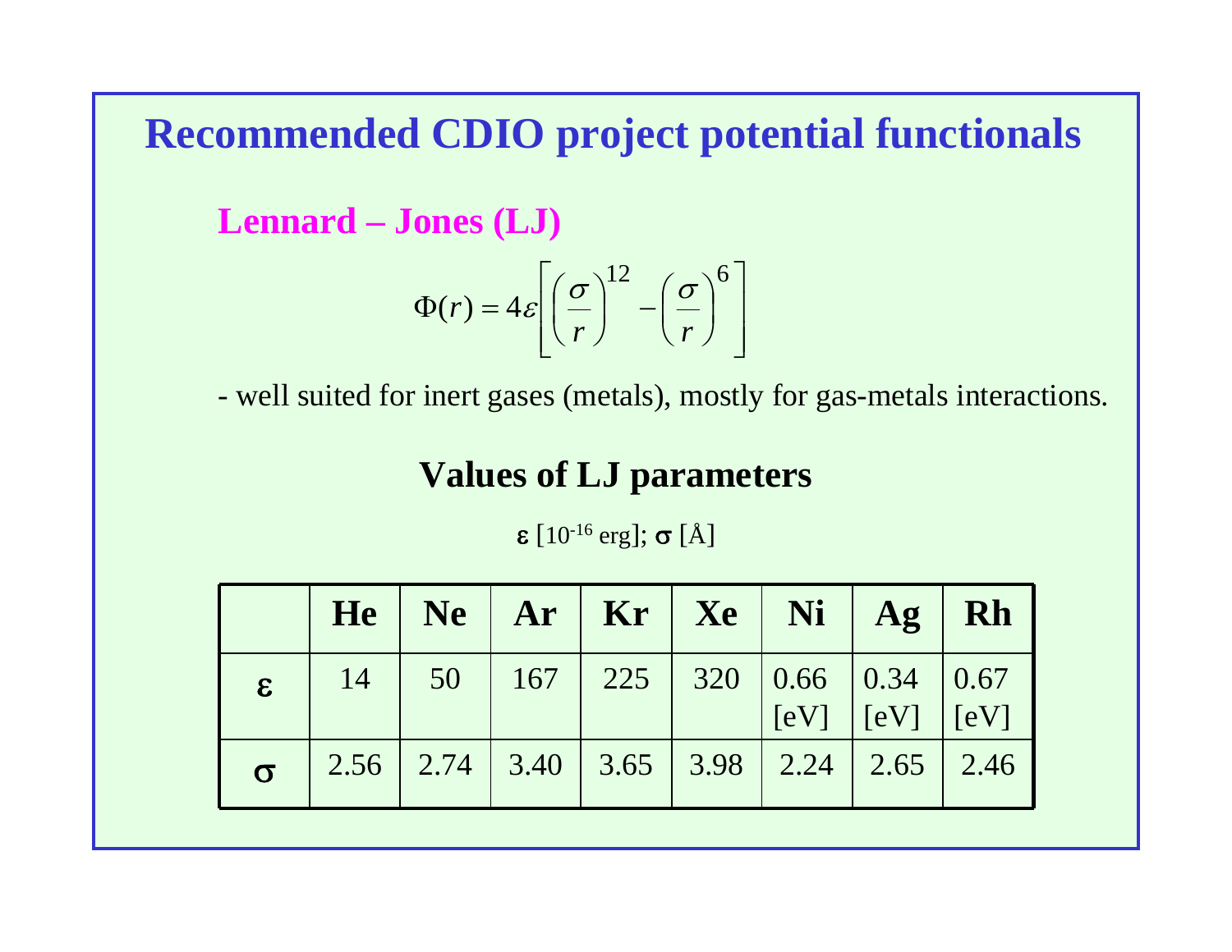# Recommended CDIO project potential functionals

## Lennard – Jones (LJ)

$$\Phi(r) = 4\varepsilon\left[\left(\frac{\sigma}{r}\right)^{12} - \left(\frac{\sigma}{r}\right)^{6}\right]$$

- well suited for inert gases (metals), mostly for gas-metals interactions.

### Values of LJ parameters

$\varepsilon$ [$10^{-16}$ erg]; $\sigma$ [Å]

| | He | Ne | Ar | Kr | Xe | Ni | Ag | Rh |
|---|---|---|---|---|---|---|---|---|
| $\varepsilon$ | 14 | 50 | 167 | 225 | 320 | 0.66 [eV] | 0.34 [eV] | 0.67 [eV] |
| $\sigma$ | 2.56 | 2.74 | 3.40 | 3.65 | 3.98 | 2.24 | 2.65 | 2.46 |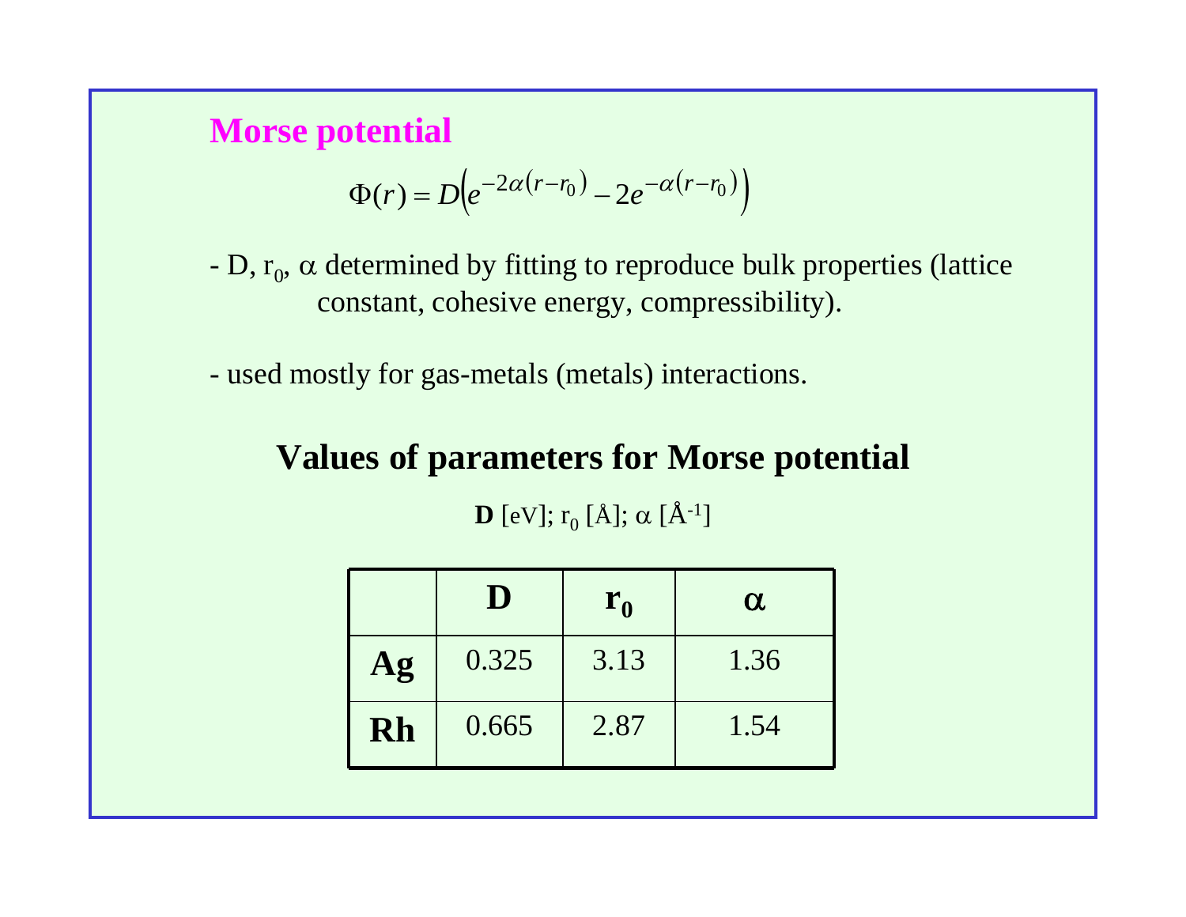## Morse potential

$$\Phi(r) = D\left(e^{-2\alpha(r-r_0)} - 2e^{-\alpha(r-r_0)}\right)$$

- D, $r_0$, $\alpha$ determined by fitting to reproduce bulk properties (lattice constant, cohesive energy, compressibility).

- used mostly for gas-metals (metals) interactions.

## Values of parameters for Morse potential

**D** [eV]; $r_0$ [Å]; $\alpha$ [$Å^{-1}$]

| | **D** | $\mathbf{r_0}$ | $\alpha$ |
|---|---|---|---|
| **Ag** | 0.325 | 3.13 | 1.36 |
| **Rh** | 0.665 | 2.87 | 1.54 |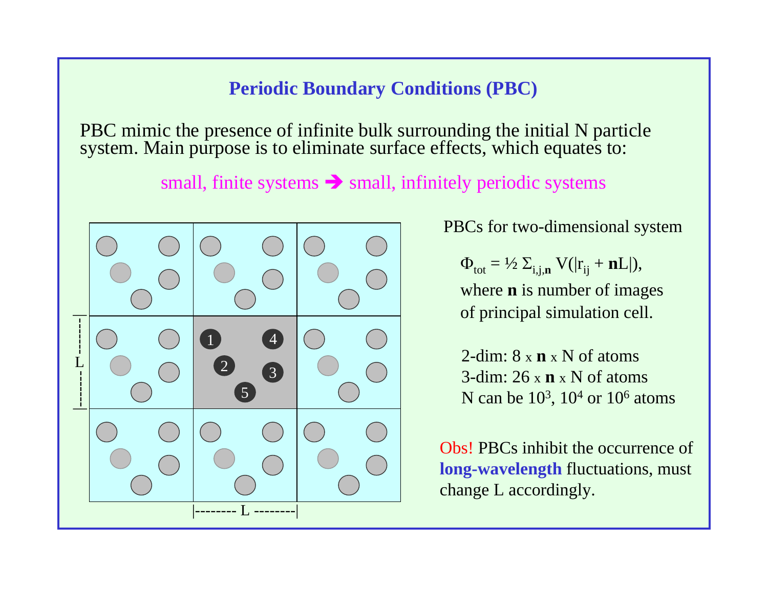## Periodic Boundary Conditions (PBC)

PBC mimic the presence of infinite bulk surrounding the initial N particle system. Main purpose is to eliminate surface effects, which equates to:

small, finite systems ➔ small, infinitely periodic systems

L

1 4 2 3 5

|-------- L --------|

PBCs for two-dimensional system

$\Phi_{tot} = \frac{1}{2} \Sigma_{i,j,\mathbf{n}} V(|r_{ij} + \mathbf{n}L|)$,
where **n** is number of images of principal simulation cell.

2-dim: 8 x **n** x N of atoms
3-dim: 26 x **n** x N of atoms
N can be $10^3$, $10^4$ or $10^6$ atoms

Obs! PBCs inhibit the occurrence of **long-wavelength** fluctuations, must change L accordingly.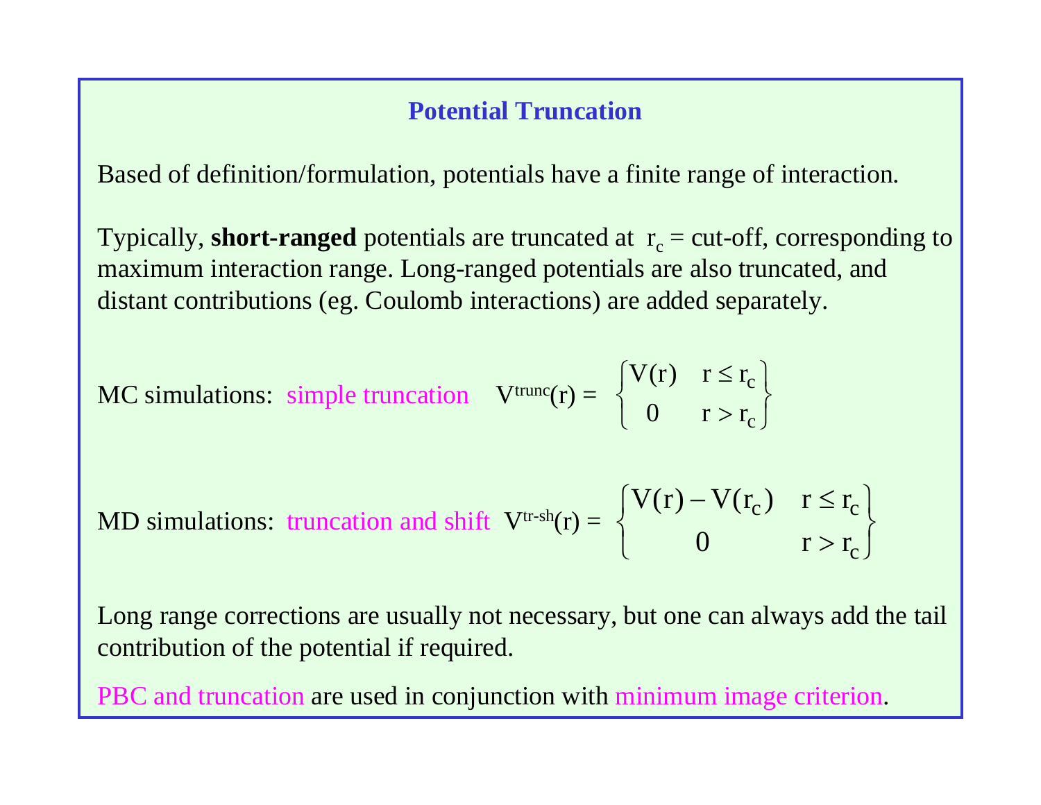## Potential Truncation

Based of definition/formulation, potentials have a finite range of interaction.

Typically, **short-ranged** potentials are truncated at $r_c$ = cut-off, corresponding to maximum interaction range. Long-ranged potentials are also truncated, and distant contributions (eg. Coulomb interactions) are added separately.

MC simulations: simple truncation $\quad V^{trunc}(r) = \begin{Bmatrix} V(r) & r \leq r_c \\ 0 & r > r_c \end{Bmatrix}$

MD simulations: truncation and shift $\quad V^{tr\text{-}sh}(r) = \begin{Bmatrix} V(r) - V(r_c) & r \leq r_c \\ 0 & r > r_c \end{Bmatrix}$

Long range corrections are usually not necessary, but one can always add the tail contribution of the potential if required.

PBC and truncation are used in conjunction with minimum image criterion.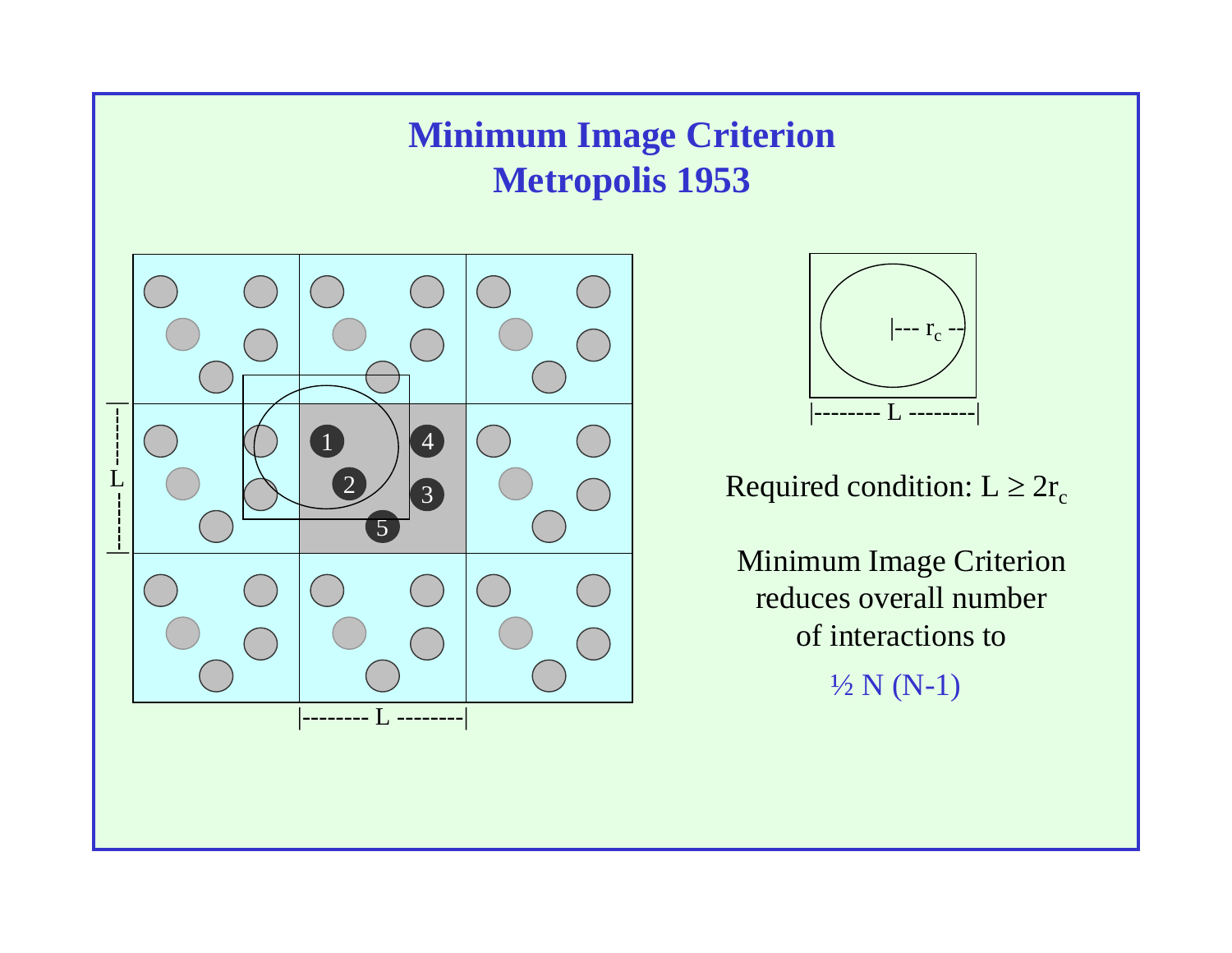# Minimum Image Criterion
## Metropolis 1953

L

1 2 3 4 5

|-------- L --------|

|--- $r_c$ --|

|-------- L --------|

Required condition: $L \geq 2r_c$

Minimum Image Criterion reduces overall number of interactions to

$\frac{1}{2} N (N-1)$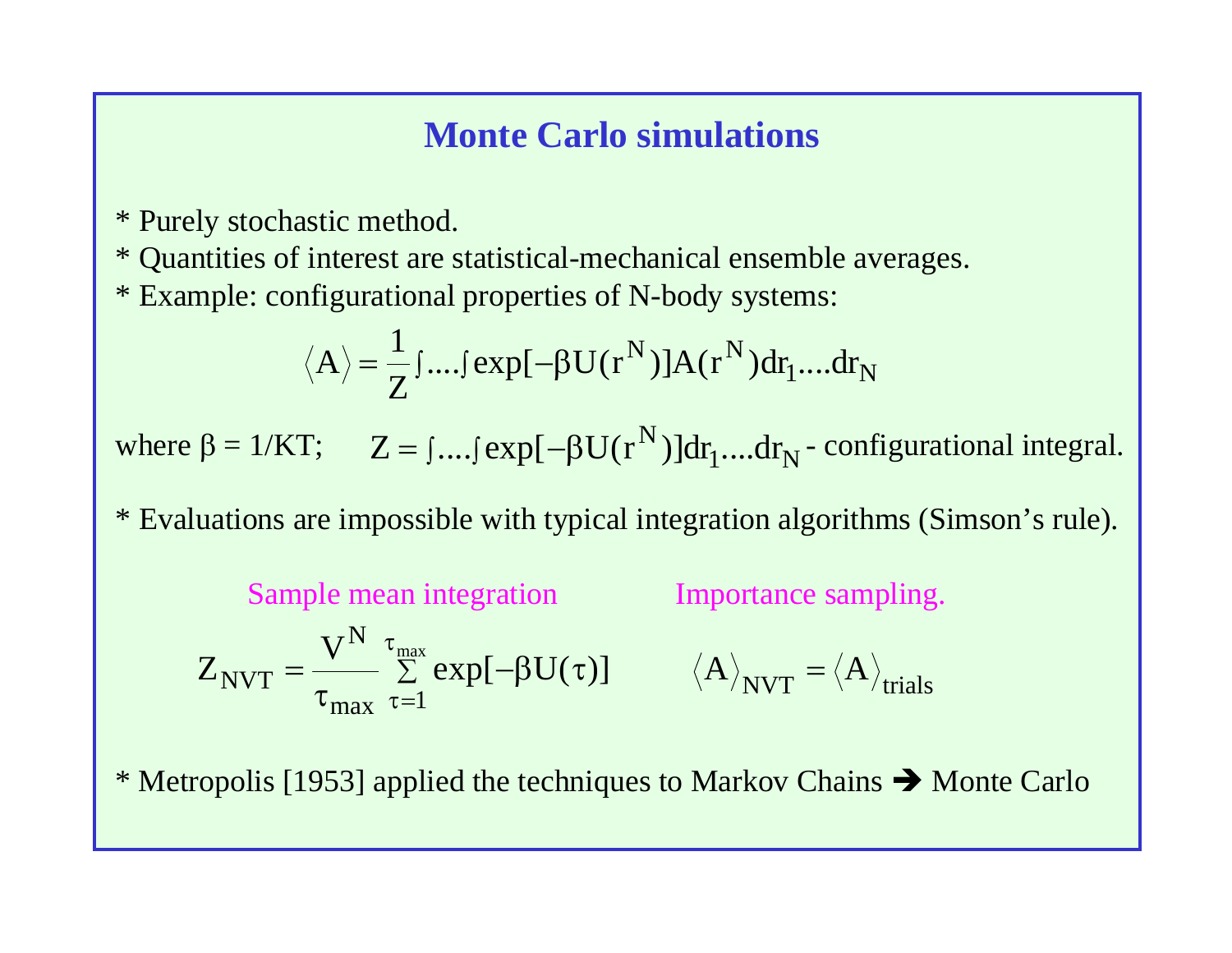# Monte Carlo simulations

* Purely stochastic method.
* Quantities of interest are statistical-mechanical ensemble averages.
* Example: configurational properties of N-body systems:

$$\langle A \rangle = \frac{1}{Z} \int ....\int \exp[-\beta U(r^N)] A(r^N) dr_1....dr_N$$

where $\beta = 1/KT$;  $Z = \int ....\int \exp[-\beta U(r^N)] dr_1....dr_N$ - configurational integral.

* Evaluations are impossible with typical integration algorithms (Simson's rule).

Sample mean integration

$$Z_{NVT} = \frac{V^N}{\tau_{max}} \sum_{\tau=1}^{\tau_{max}} \exp[-\beta U(\tau)]$$

Importance sampling.

$$\langle A \rangle_{NVT} = \langle A \rangle_{trials}$$

* Metropolis [1953] applied the techniques to Markov Chains ➔ Monte Carlo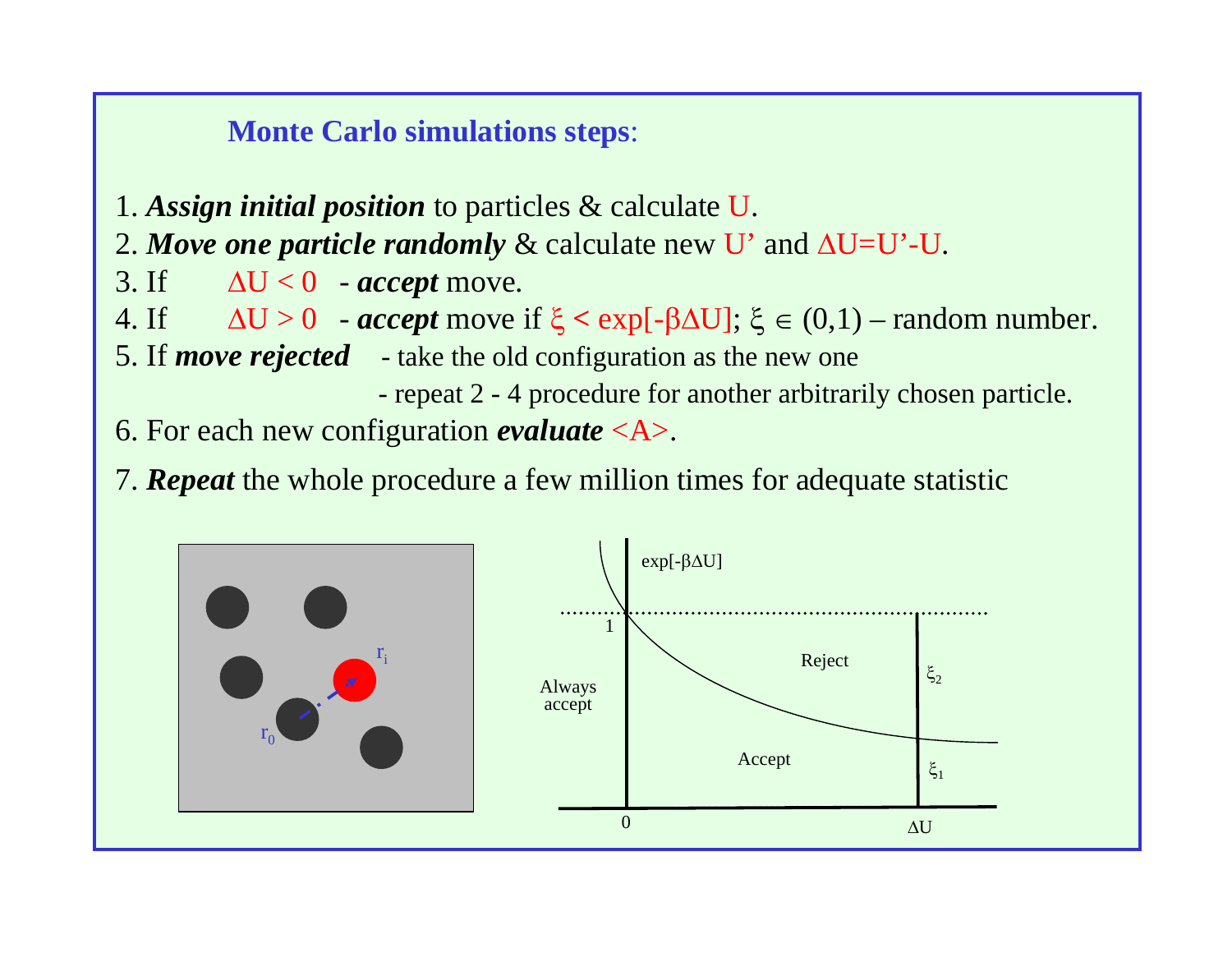## Monte Carlo simulations steps:

1. ***Assign initial position*** to particles & calculate $U$.
2. ***Move one particle randomly*** & calculate new $U'$ and $\Delta U = U' - U$.
3. If $\Delta U < 0$ - ***accept*** move.
4. If $\Delta U > 0$ - ***accept*** move if $\xi < \exp[-\beta \Delta U]$; $\xi \in (0,1)$ – random number.
5. If ***move rejected*** - take the old configuration as the new one
   - repeat 2 - 4 procedure for another arbitrarily chosen particle.
6. For each new configuration ***evaluate*** $\langle A \rangle$.
7. ***Repeat*** the whole procedure a few million times for adequate statistic

$r_i$

$r_0$

$\exp[-\beta\Delta U]$

1

Always accept

Reject

Accept

$\xi_2$

$\xi_1$

0

$\Delta U$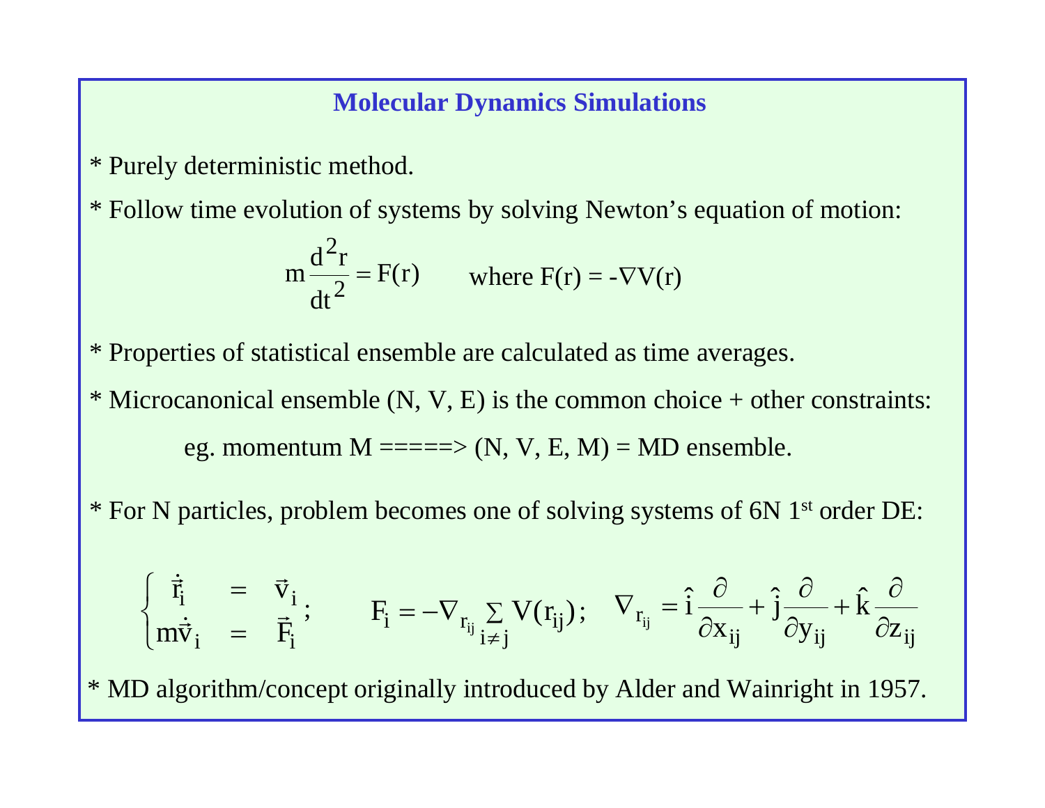## Molecular Dynamics Simulations

* Purely deterministic method.

* Follow time evolution of systems by solving Newton's equation of motion:

$$m\frac{d^2r}{dt^2} = F(r) \qquad \text{where } F(r) = -\nabla V(r)$$

* Properties of statistical ensemble are calculated as time averages.

* Microcanonical ensemble (N, V, E) is the common choice + other constraints:

  eg. momentum M =====> (N, V, E, M) = MD ensemble.

* For N particles, problem becomes one of solving systems of 6N 1st order DE:

$$\begin{cases} \dot{\vec{r}}_i & = & \vec{v}_i \\ m\dot{\vec{v}}_i & = & \vec{F}_i \end{cases}; \qquad F_i = -\nabla_{r_{ij}} \sum_{i \neq j} V(r_{ij}); \quad \nabla_{r_{ij}} = \hat{i}\frac{\partial}{\partial x_{ij}} + \hat{j}\frac{\partial}{\partial y_{ij}} + \hat{k}\frac{\partial}{\partial z_{ij}}$$

* MD algorithm/concept originally introduced by Alder and Wainright in 1957.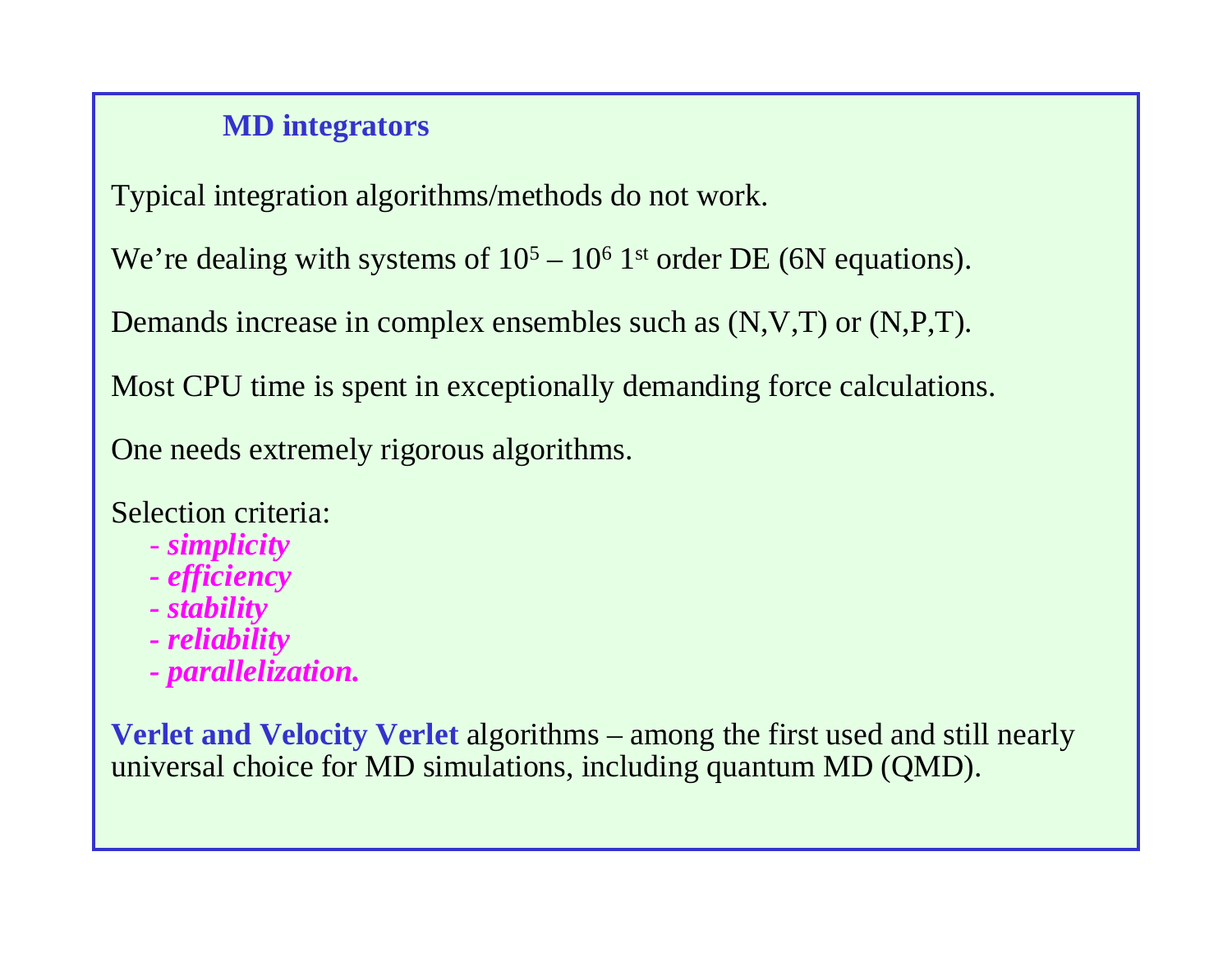## MD integrators

Typical integration algorithms/methods do not work.

We're dealing with systems of $10^5 – 10^6$ 1st order DE (6N equations).

Demands increase in complex ensembles such as (N,V,T) or (N,P,T).

Most CPU time is spent in exceptionally demanding force calculations.

One needs extremely rigorous algorithms.

Selection criteria:

- ***simplicity***
- ***efficiency***
- ***stability***
- ***reliability***
- ***parallelization.***

**Verlet and Velocity Verlet** algorithms – among the first used and still nearly universal choice for MD simulations, including quantum MD (QMD).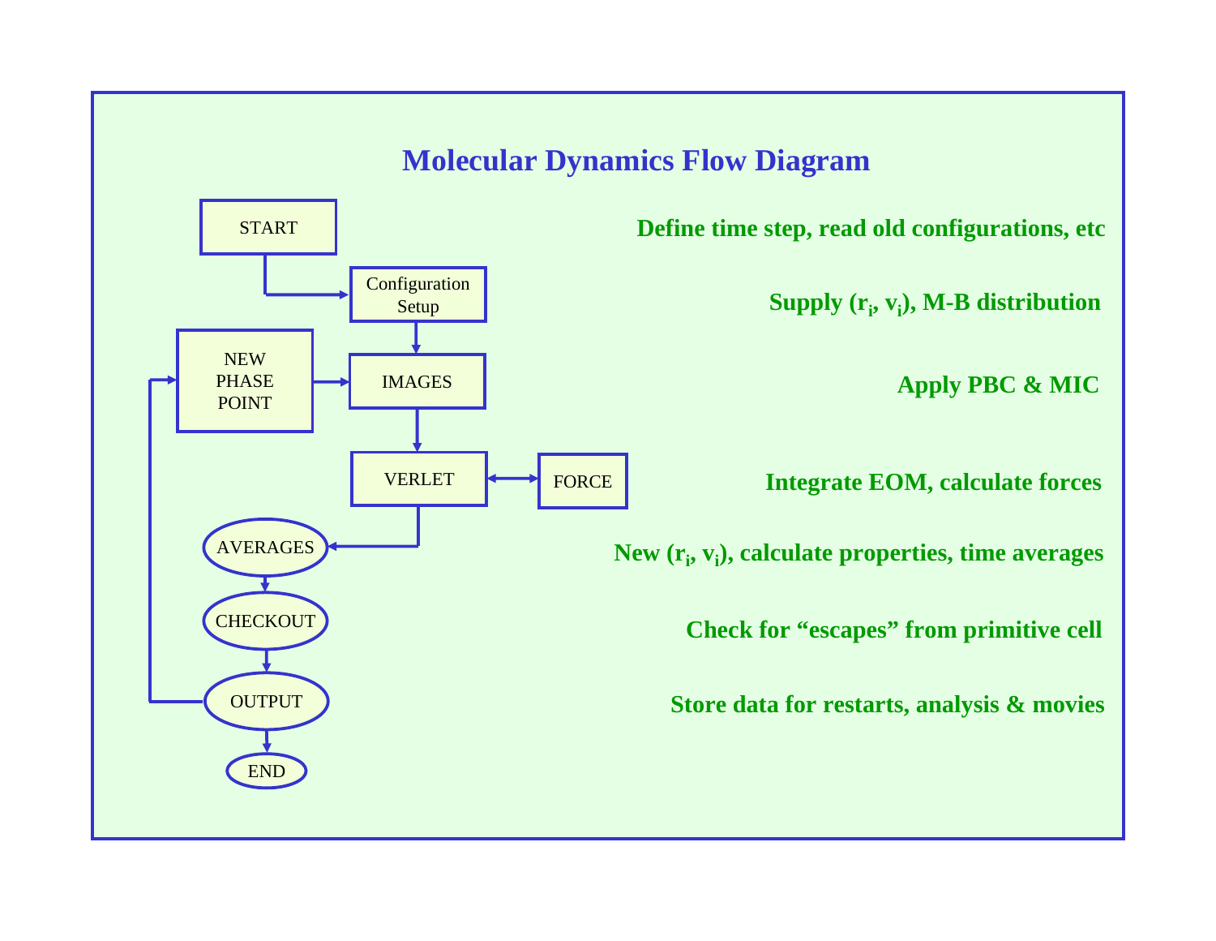# Molecular Dynamics Flow Diagram

START

Configuration Setup

NEW PHASE POINT

IMAGES

VERLET

FORCE

AVERAGES

CHECKOUT

OUTPUT

END

Define time step, read old configurations, etc

Supply ($r_i$, $v_i$), M-B distribution

Apply PBC & MIC

Integrate EOM, calculate forces

New ($r_i$, $v_i$), calculate properties, time averages

Check for "escapes" from primitive cell

Store data for restarts, analysis & movies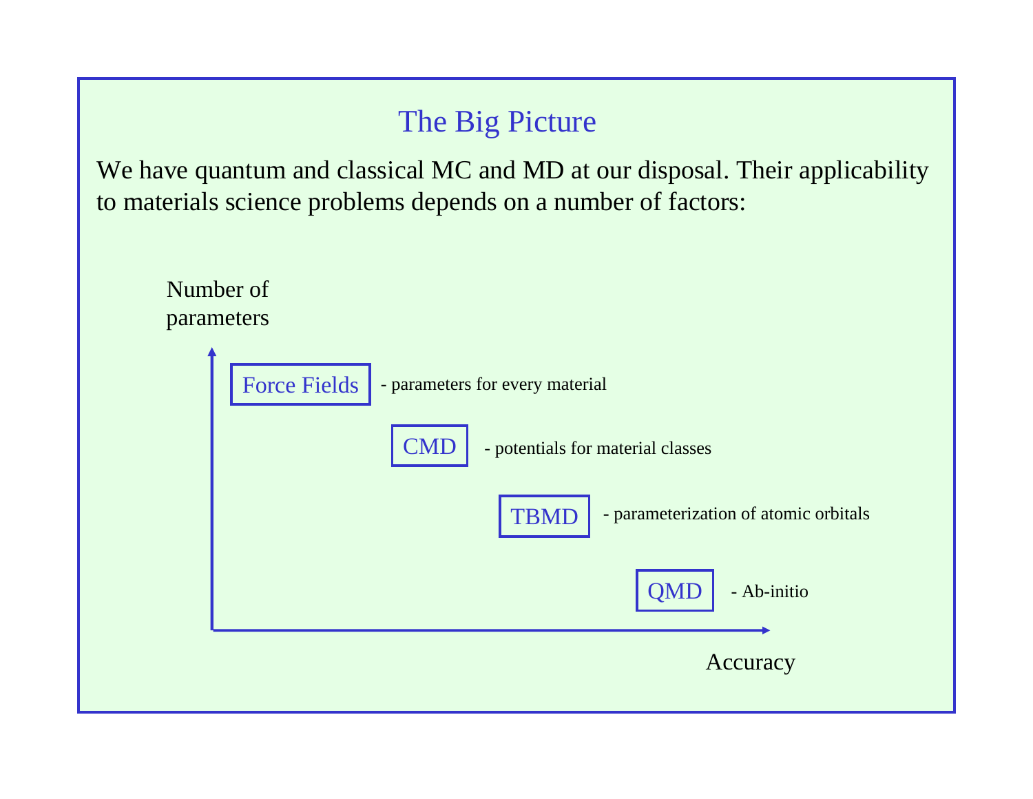# The Big Picture

We have quantum and classical MC and MD at our disposal. Their applicability to materials science problems depends on a number of factors:

Number of parameters

Force Fields - parameters for every material

CMD - potentials for material classes

TBMD - parameterization of atomic orbitals

QMD - Ab-initio

Accuracy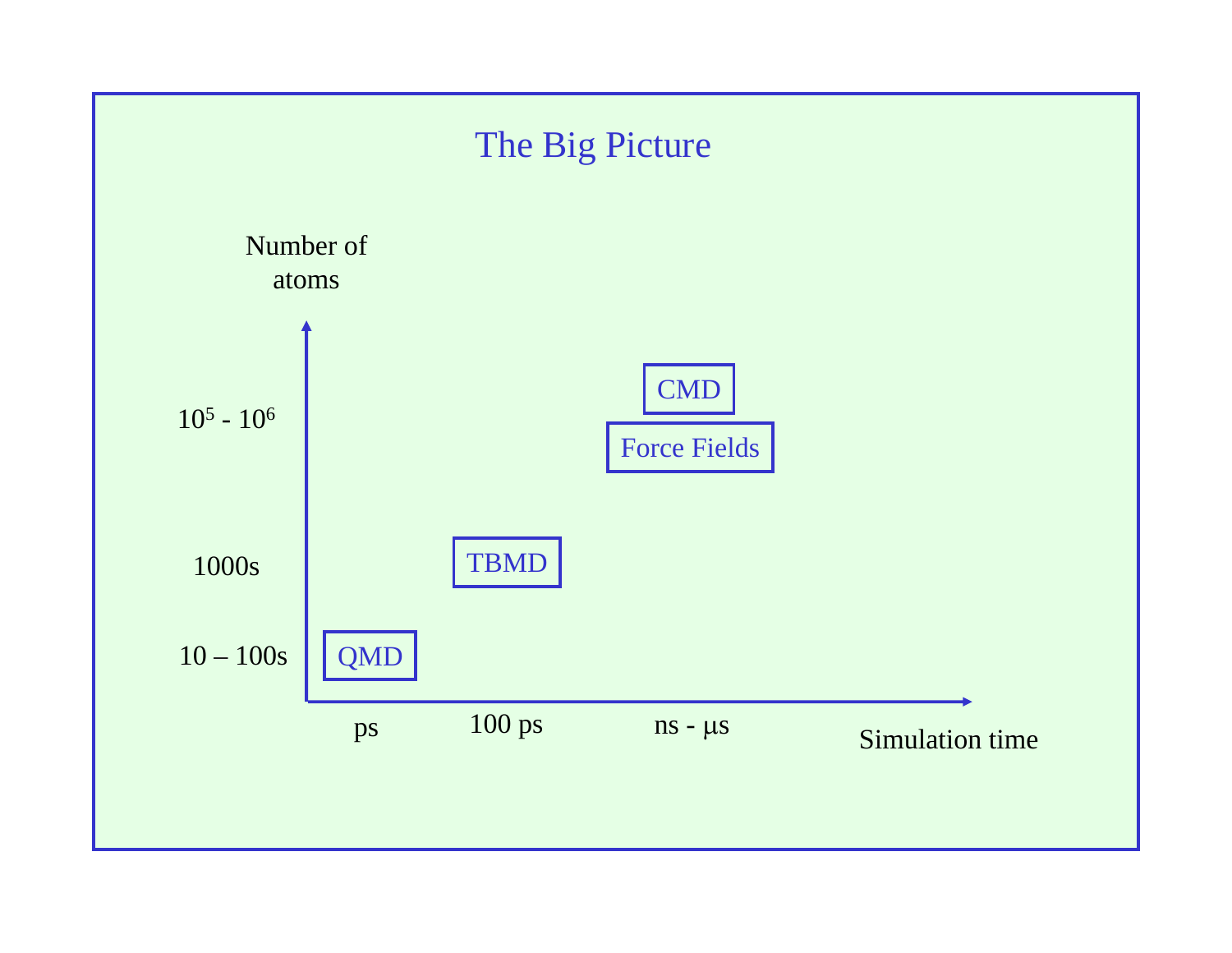# The Big Picture

Number of atoms

$10^5$ - $10^6$

1000s

10 – 100s

QMD

TBMD

CMD

Force Fields

ps

100 ps

ns - μs

Simulation time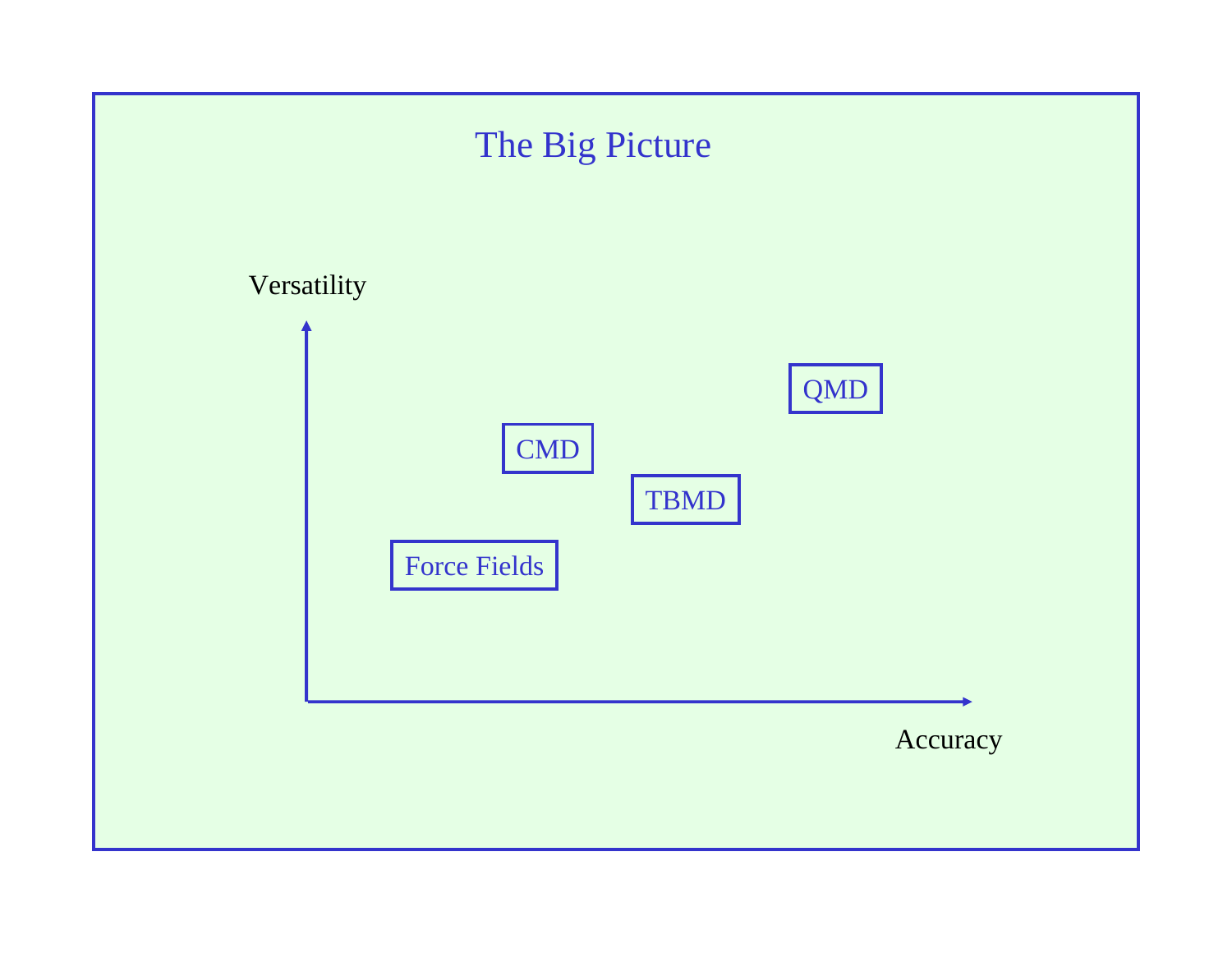# The Big Picture

Versatility

QMD

CMD

TBMD

Force Fields

Accuracy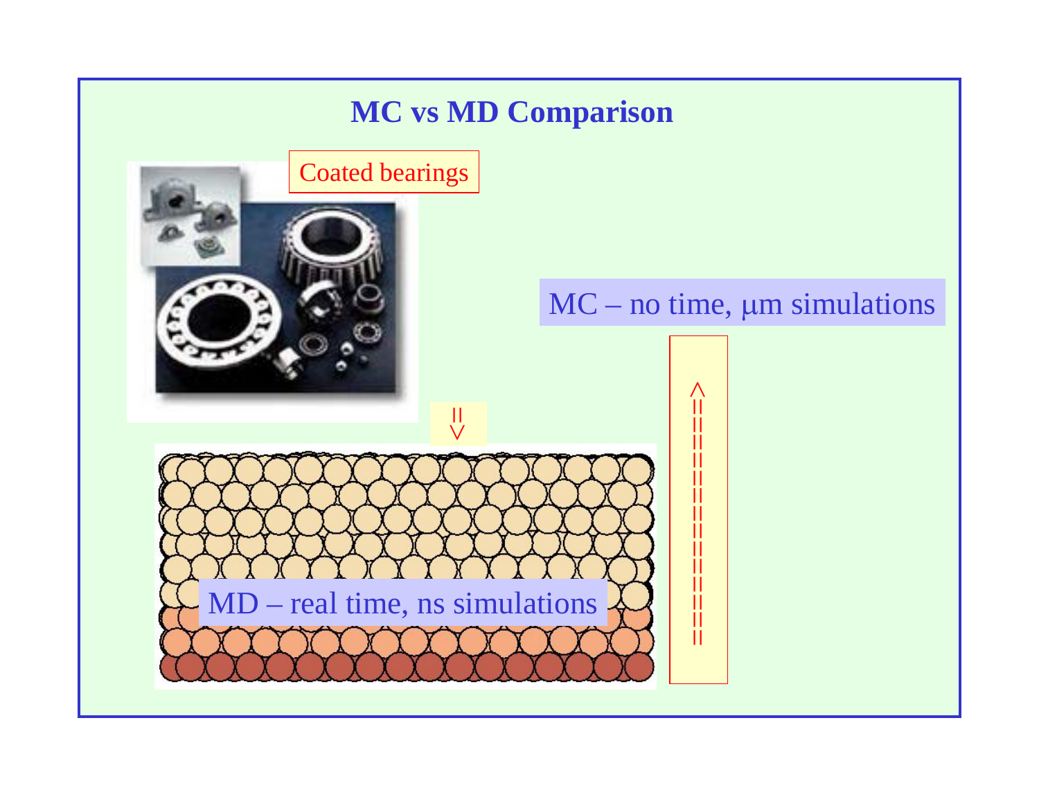## MC vs MD Comparison

Coated bearings

MC – no time, μm simulations

MD – real time, ns simulations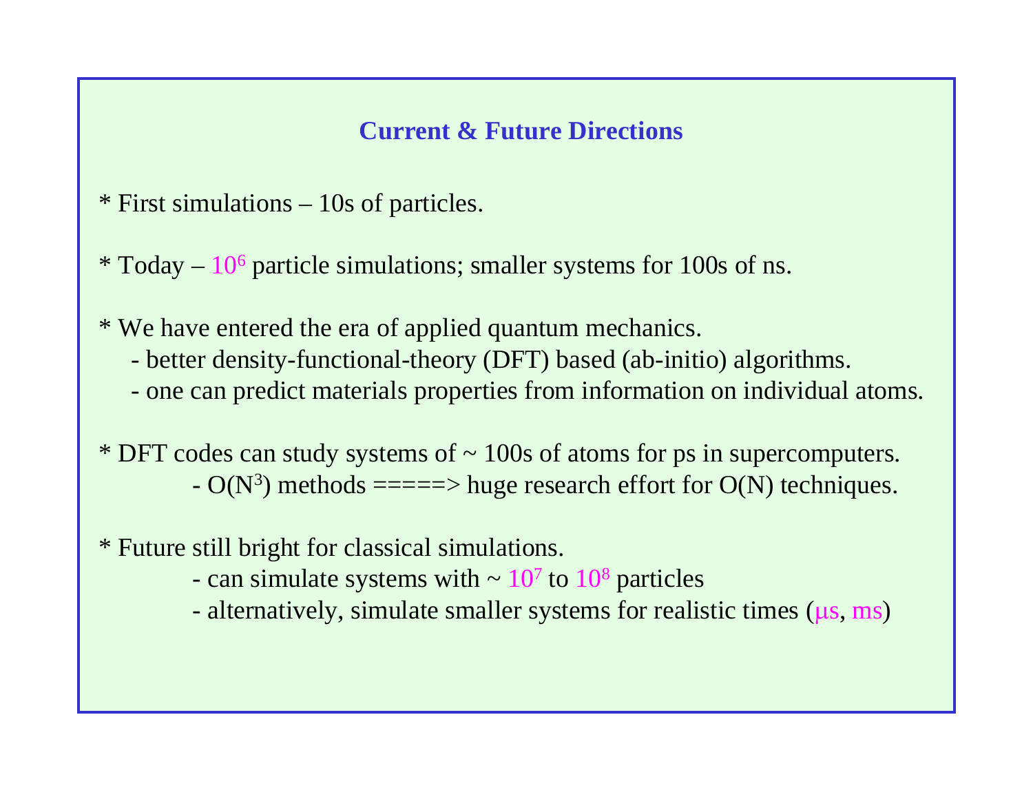## Current & Future Directions

* First simulations – 10s of particles.

* Today – $10^6$ particle simulations; smaller systems for 100s of ns.

* We have entered the era of applied quantum mechanics.
  - better density-functional-theory (DFT) based (ab-initio) algorithms.
  - one can predict materials properties from information on individual atoms.

* DFT codes can study systems of ~ 100s of atoms for ps in supercomputers.
  - $O(N^3)$ methods =====> huge research effort for $O(N)$ techniques.

* Future still bright for classical simulations.
  - can simulate systems with ~ $10^7$ to $10^8$ particles
  - alternatively, simulate smaller systems for realistic times (μs, ms)